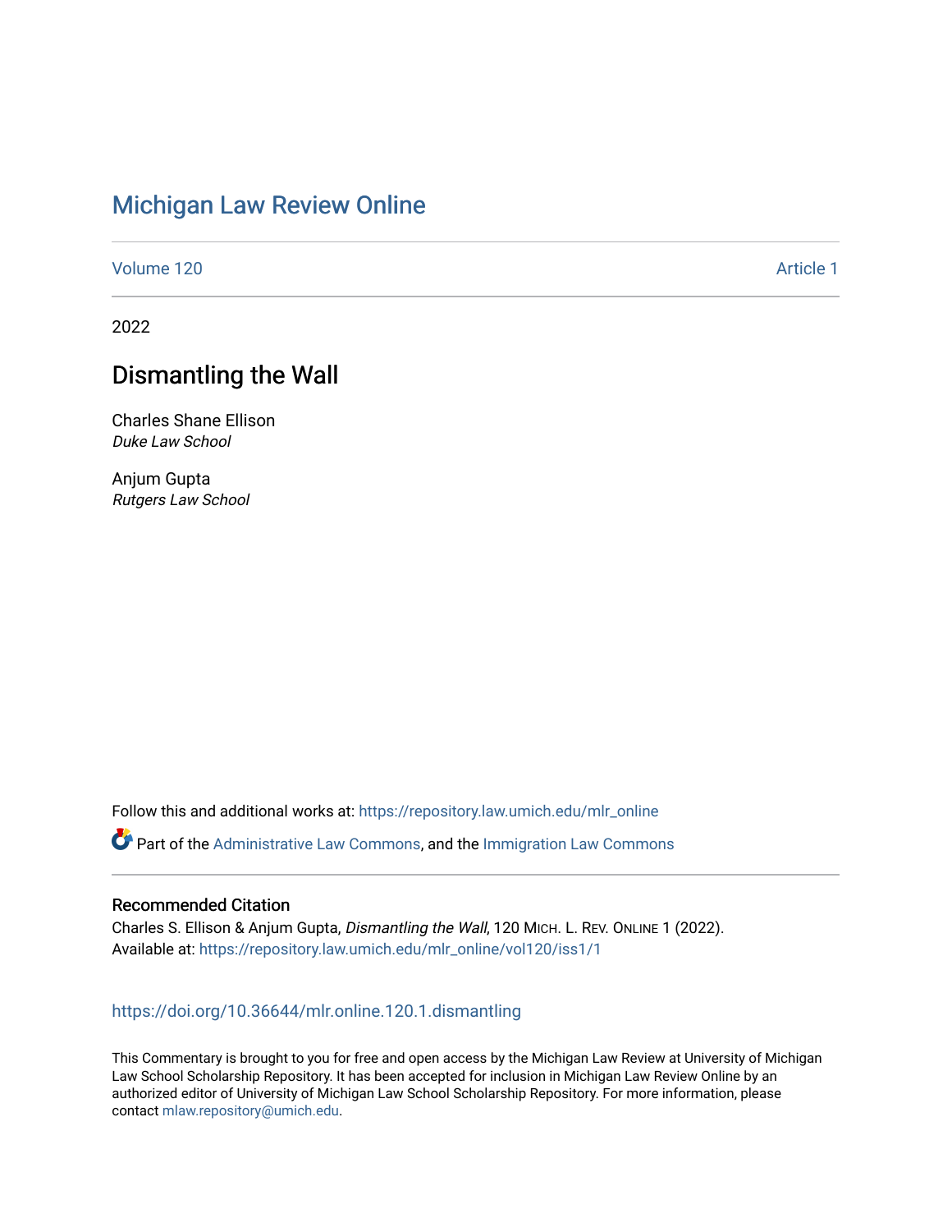# Michigan Law Review Online

Volume 120 | Article 1

2022

## Dismantling the Wall

Charles Shane Ellison
*Duke Law School*

Anjum Gupta
*Rutgers Law School*

Follow this and additional works at: https://repository.law.umich.edu/mlr_online

Part of the Administrative Law Commons, and the Immigration Law Commons

### Recommended Citation

Charles S. Ellison & Anjum Gupta, *Dismantling the Wall*, 120 MICH. L. REV. ONLINE 1 (2022).
Available at: https://repository.law.umich.edu/mlr_online/vol120/iss1/1

https://doi.org/10.36644/mlr.online.120.1.dismantling

This Commentary is brought to you for free and open access by the Michigan Law Review at University of Michigan Law School Scholarship Repository. It has been accepted for inclusion in Michigan Law Review Online by an authorized editor of University of Michigan Law School Scholarship Repository. For more information, please contact mlaw.repository@umich.edu.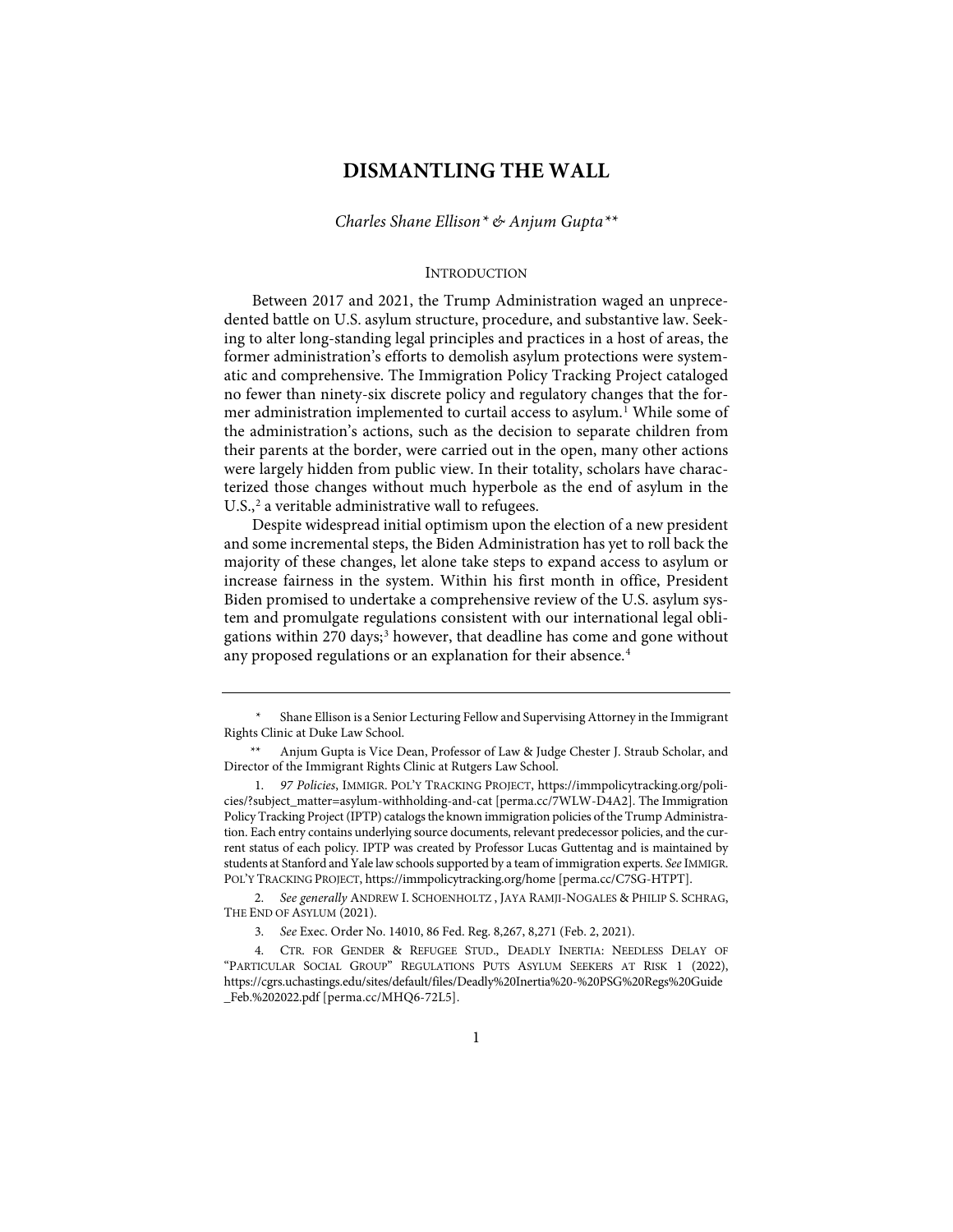# DISMANTLING THE WALL

*Charles Shane Ellison\* & Anjum Gupta\*\**

## INTRODUCTION

Between 2017 and 2021, the Trump Administration waged an unprecedented battle on U.S. asylum structure, procedure, and substantive law. Seeking to alter long-standing legal principles and practices in a host of areas, the former administration's efforts to demolish asylum protections were systematic and comprehensive. The Immigration Policy Tracking Project cataloged no fewer than ninety-six discrete policy and regulatory changes that the former administration implemented to curtail access to asylum.[1] While some of the administration's actions, such as the decision to separate children from their parents at the border, were carried out in the open, many other actions were largely hidden from public view. In their totality, scholars have characterized those changes without much hyperbole as the end of asylum in the U.S.,[2] a veritable administrative wall to refugees.

Despite widespread initial optimism upon the election of a new president and some incremental steps, the Biden Administration has yet to roll back the majority of these changes, let alone take steps to expand access to asylum or increase fairness in the system. Within his first month in office, President Biden promised to undertake a comprehensive review of the U.S. asylum system and promulgate regulations consistent with our international legal obligations within 270 days;[3] however, that deadline has come and gone without any proposed regulations or an explanation for their absence.[4]

---

\* Shane Ellison is a Senior Lecturing Fellow and Supervising Attorney in the Immigrant Rights Clinic at Duke Law School.

\*\* Anjum Gupta is Vice Dean, Professor of Law & Judge Chester J. Straub Scholar, and Director of the Immigrant Rights Clinic at Rutgers Law School.

1. *97 Policies*, IMMIGR. POL'Y TRACKING PROJECT, https://immpolicytracking.org/policies/?subject_matter=asylum-withholding-and-cat [perma.cc/7WLW-D4A2]. The Immigration Policy Tracking Project (IPTP) catalogs the known immigration policies of the Trump Administration. Each entry contains underlying source documents, relevant predecessor policies, and the current status of each policy. IPTP was created by Professor Lucas Guttentag and is maintained by students at Stanford and Yale law schools supported by a team of immigration experts. *See* IMMIGR. POL'Y TRACKING PROJECT, https://immpolicytracking.org/home [perma.cc/C7SG-HTPT].

2. *See generally* ANDREW I. SCHOENHOLTZ , JAYA RAMJI-NOGALES & PHILIP S. SCHRAG, THE END OF ASYLUM (2021).

3. *See* Exec. Order No. 14010, 86 Fed. Reg. 8,267, 8,271 (Feb. 2, 2021).

4. CTR. FOR GENDER & REFUGEE STUD., DEADLY INERTIA: NEEDLESS DELAY OF "PARTICULAR SOCIAL GROUP" REGULATIONS PUTS ASYLUM SEEKERS AT RISK 1 (2022), https://cgrs.uchastings.edu/sites/default/files/Deadly%20Inertia%20-%20PSG%20Regs%20Guide_Feb.%202022.pdf [perma.cc/MHQ6-72L5].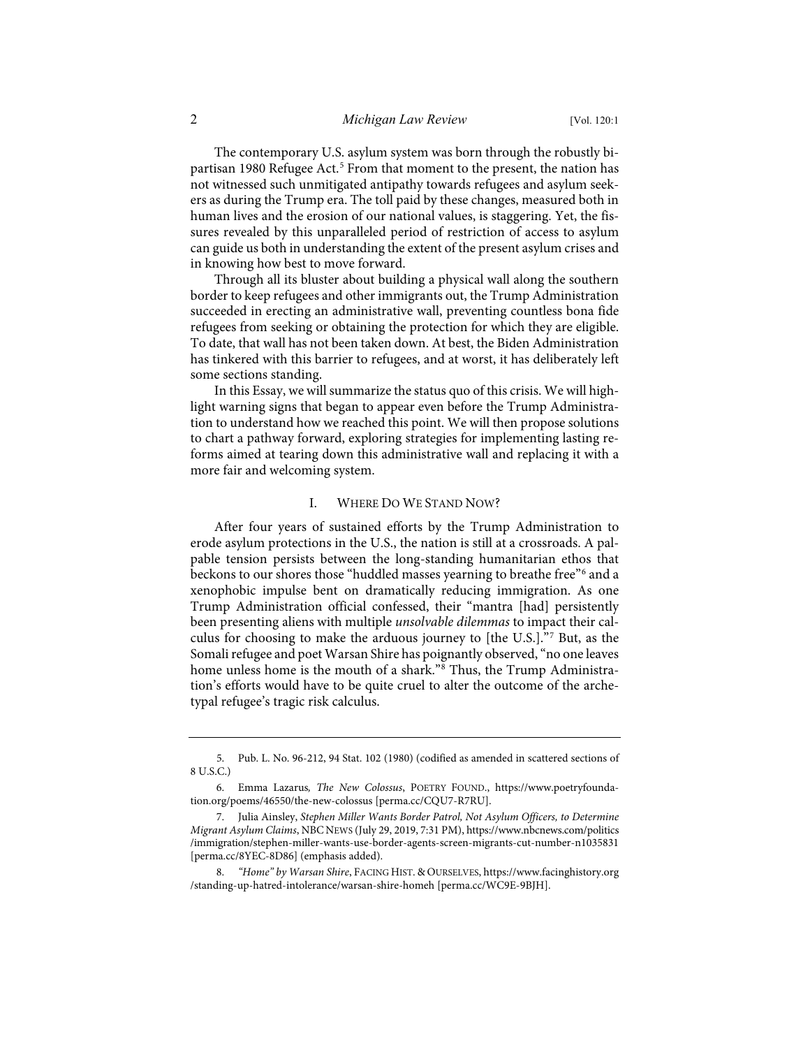The contemporary U.S. asylum system was born through the robustly bipartisan 1980 Refugee Act.[5] From that moment to the present, the nation has not witnessed such unmitigated antipathy towards refugees and asylum seekers as during the Trump era. The toll paid by these changes, measured both in human lives and the erosion of our national values, is staggering. Yet, the fissures revealed by this unparalleled period of restriction of access to asylum can guide us both in understanding the extent of the present asylum crises and in knowing how best to move forward.

Through all its bluster about building a physical wall along the southern border to keep refugees and other immigrants out, the Trump Administration succeeded in erecting an administrative wall, preventing countless bona fide refugees from seeking or obtaining the protection for which they are eligible. To date, that wall has not been taken down. At best, the Biden Administration has tinkered with this barrier to refugees, and at worst, it has deliberately left some sections standing.

In this Essay, we will summarize the status quo of this crisis. We will highlight warning signs that began to appear even before the Trump Administration to understand how we reached this point. We will then propose solutions to chart a pathway forward, exploring strategies for implementing lasting reforms aimed at tearing down this administrative wall and replacing it with a more fair and welcoming system.

## I. Where Do We Stand Now?

After four years of sustained efforts by the Trump Administration to erode asylum protections in the U.S., the nation is still at a crossroads. A palpable tension persists between the long-standing humanitarian ethos that beckons to our shores those "huddled masses yearning to breathe free"[6] and a xenophobic impulse bent on dramatically reducing immigration. As one Trump Administration official confessed, their "mantra [had] persistently been presenting aliens with multiple *unsolvable dilemmas* to impact their calculus for choosing to make the arduous journey to [the U.S.]."[7] But, as the Somali refugee and poet Warsan Shire has poignantly observed, "no one leaves home unless home is the mouth of a shark."[8] Thus, the Trump Administration's efforts would have to be quite cruel to alter the outcome of the archetypal refugee's tragic risk calculus.

---

5. Pub. L. No. 96-212, 94 Stat. 102 (1980) (codified as amended in scattered sections of 8 U.S.C.)

6. Emma Lazarus, *The New Colossus*, POETRY FOUND., https://www.poetryfoundation.org/poems/46550/the-new-colossus [perma.cc/CQU7-R7RU].

7. Julia Ainsley, *Stephen Miller Wants Border Patrol, Not Asylum Officers, to Determine Migrant Asylum Claims*, NBC NEWS (July 29, 2019, 7:31 PM), https://www.nbcnews.com/politics/immigration/stephen-miller-wants-use-border-agents-screen-migrants-cut-number-n1035831 [perma.cc/8YEC-8D86] (emphasis added).

8. *"Home" by Warsan Shire*, FACING HIST. & OURSELVES, https://www.facinghistory.org/standing-up-hatred-intolerance/warsan-shire-homeh [perma.cc/WC9E-9BJH].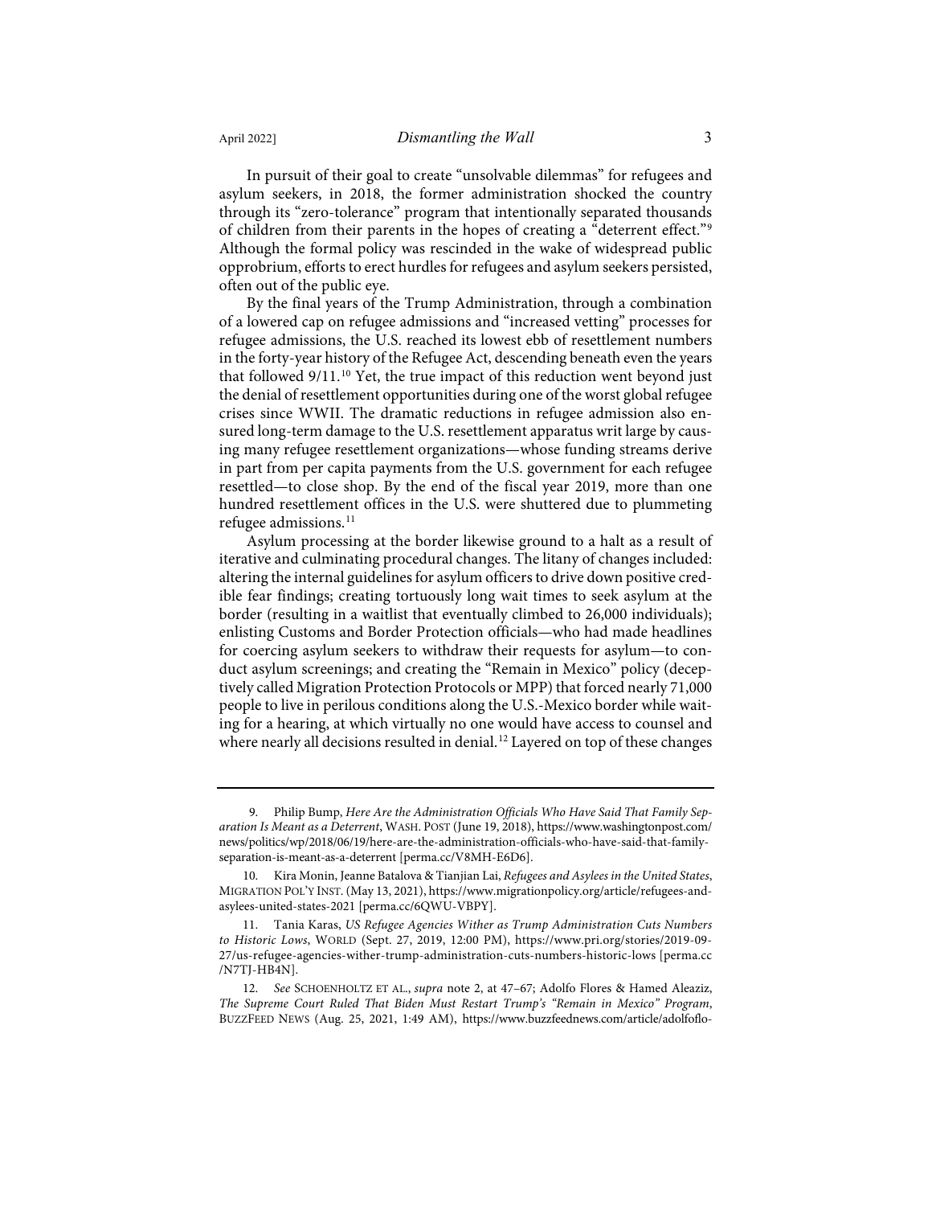In pursuit of their goal to create "unsolvable dilemmas" for refugees and asylum seekers, in 2018, the former administration shocked the country through its "zero-tolerance" program that intentionally separated thousands of children from their parents in the hopes of creating a "deterrent effect."[9] Although the formal policy was rescinded in the wake of widespread public opprobrium, efforts to erect hurdles for refugees and asylum seekers persisted, often out of the public eye.

By the final years of the Trump Administration, through a combination of a lowered cap on refugee admissions and "increased vetting" processes for refugee admissions, the U.S. reached its lowest ebb of resettlement numbers in the forty-year history of the Refugee Act, descending beneath even the years that followed 9/11.[10] Yet, the true impact of this reduction went beyond just the denial of resettlement opportunities during one of the worst global refugee crises since WWII. The dramatic reductions in refugee admission also ensured long-term damage to the U.S. resettlement apparatus writ large by causing many refugee resettlement organizations—whose funding streams derive in part from per capita payments from the U.S. government for each refugee resettled—to close shop. By the end of the fiscal year 2019, more than one hundred resettlement offices in the U.S. were shuttered due to plummeting refugee admissions.[11]

Asylum processing at the border likewise ground to a halt as a result of iterative and culminating procedural changes. The litany of changes included: altering the internal guidelines for asylum officers to drive down positive credible fear findings; creating tortuously long wait times to seek asylum at the border (resulting in a waitlist that eventually climbed to 26,000 individuals); enlisting Customs and Border Protection officials—who had made headlines for coercing asylum seekers to withdraw their requests for asylum—to conduct asylum screenings; and creating the "Remain in Mexico" policy (deceptively called Migration Protection Protocols or MPP) that forced nearly 71,000 people to live in perilous conditions along the U.S.-Mexico border while waiting for a hearing, at which virtually no one would have access to counsel and where nearly all decisions resulted in denial.[12] Layered on top of these changes

---

9. Philip Bump, *Here Are the Administration Officials Who Have Said That Family Separation Is Meant as a Deterrent*, WASH. POST (June 19, 2018), https://www.washingtonpost.com/news/politics/wp/2018/06/19/here-are-the-administration-officials-who-have-said-that-family-separation-is-meant-as-a-deterrent [perma.cc/V8MH-E6D6].

10. Kira Monin, Jeanne Batalova & Tianjian Lai, *Refugees and Asylees in the United States*, MIGRATION POL'Y INST. (May 13, 2021), https://www.migrationpolicy.org/article/refugees-and-asylees-united-states-2021 [perma.cc/6QWU-VBPY].

11. Tania Karas, *US Refugee Agencies Wither as Trump Administration Cuts Numbers to Historic Lows*, WORLD (Sept. 27, 2019, 12:00 PM), https://www.pri.org/stories/2019-09-27/us-refugee-agencies-wither-trump-administration-cuts-numbers-historic-lows [perma.cc/N7TJ-HB4N].

12. *See* SCHOENHOLTZ ET AL., *supra* note 2, at 47–67; Adolfo Flores & Hamed Aleaziz, *The Supreme Court Ruled That Biden Must Restart Trump's "Remain in Mexico" Program*, BUZZFEED NEWS (Aug. 25, 2021, 1:49 AM), https://www.buzzfeednews.com/article/adolfoflo-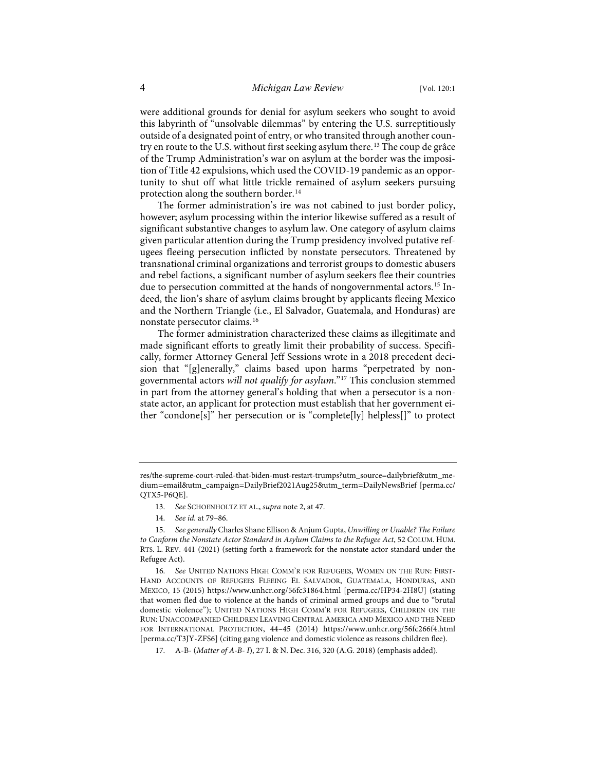were additional grounds for denial for asylum seekers who sought to avoid this labyrinth of "unsolvable dilemmas" by entering the U.S. surreptitiously outside of a designated point of entry, or who transited through another country en route to the U.S. without first seeking asylum there.[13] The coup de grâce of the Trump Administration's war on asylum at the border was the imposition of Title 42 expulsions, which used the COVID-19 pandemic as an opportunity to shut off what little trickle remained of asylum seekers pursuing protection along the southern border.[14]

The former administration's ire was not cabined to just border policy, however; asylum processing within the interior likewise suffered as a result of significant substantive changes to asylum law. One category of asylum claims given particular attention during the Trump presidency involved putative refugees fleeing persecution inflicted by nonstate persecutors. Threatened by transnational criminal organizations and terrorist groups to domestic abusers and rebel factions, a significant number of asylum seekers flee their countries due to persecution committed at the hands of nongovernmental actors.[15] Indeed, the lion's share of asylum claims brought by applicants fleeing Mexico and the Northern Triangle (i.e., El Salvador, Guatemala, and Honduras) are nonstate persecutor claims.[16]

The former administration characterized these claims as illegitimate and made significant efforts to greatly limit their probability of success. Specifically, former Attorney General Jeff Sessions wrote in a 2018 precedent decision that "[g]enerally," claims based upon harms "perpetrated by non-governmental actors *will not qualify for asylum*."[17] This conclusion stemmed in part from the attorney general's holding that when a persecutor is a nonstate actor, an applicant for protection must establish that her government either "condone[s]" her persecution or is "complete[ly] helpless[]" to protect

---

res/the-supreme-court-ruled-that-biden-must-restart-trumps?utm_source=dailybrief&utm_medium=email&utm_campaign=DailyBrief2021Aug25&utm_term=DailyNewsBrief [perma.cc/QTX5-P6QE].

13. *See* SCHOENHOLTZ ET AL., *supra* note 2, at 47.

14. *See id.* at 79–86.

15. *See generally* Charles Shane Ellison & Anjum Gupta, *Unwilling or Unable? The Failure to Conform the Nonstate Actor Standard in Asylum Claims to the Refugee Act*, 52 COLUM. HUM. RTS. L. REV. 441 (2021) (setting forth a framework for the nonstate actor standard under the Refugee Act).

16. *See* UNITED NATIONS HIGH COMM'R FOR REFUGEES, WOMEN ON THE RUN: FIRST-HAND ACCOUNTS OF REFUGEES FLEEING EL SALVADOR, GUATEMALA, HONDURAS, AND MEXICO, 15 (2015) https://www.unhcr.org/56fc31864.html [perma.cc/HP34-2H8U] (stating that women fled due to violence at the hands of criminal armed groups and due to "brutal domestic violence"); UNITED NATIONS HIGH COMM'R FOR REFUGEES, CHILDREN ON THE RUN: UNACCOMPANIED CHILDREN LEAVING CENTRAL AMERICA AND MEXICO AND THE NEED FOR INTERNATIONAL PROTECTION, 44–45 (2014) https://www.unhcr.org/56fc266f4.html [perma.cc/T3JY-ZFS6] (citing gang violence and domestic violence as reasons children flee).

17. A-B- (*Matter of A-B- I*), 27 I. & N. Dec. 316, 320 (A.G. 2018) (emphasis added).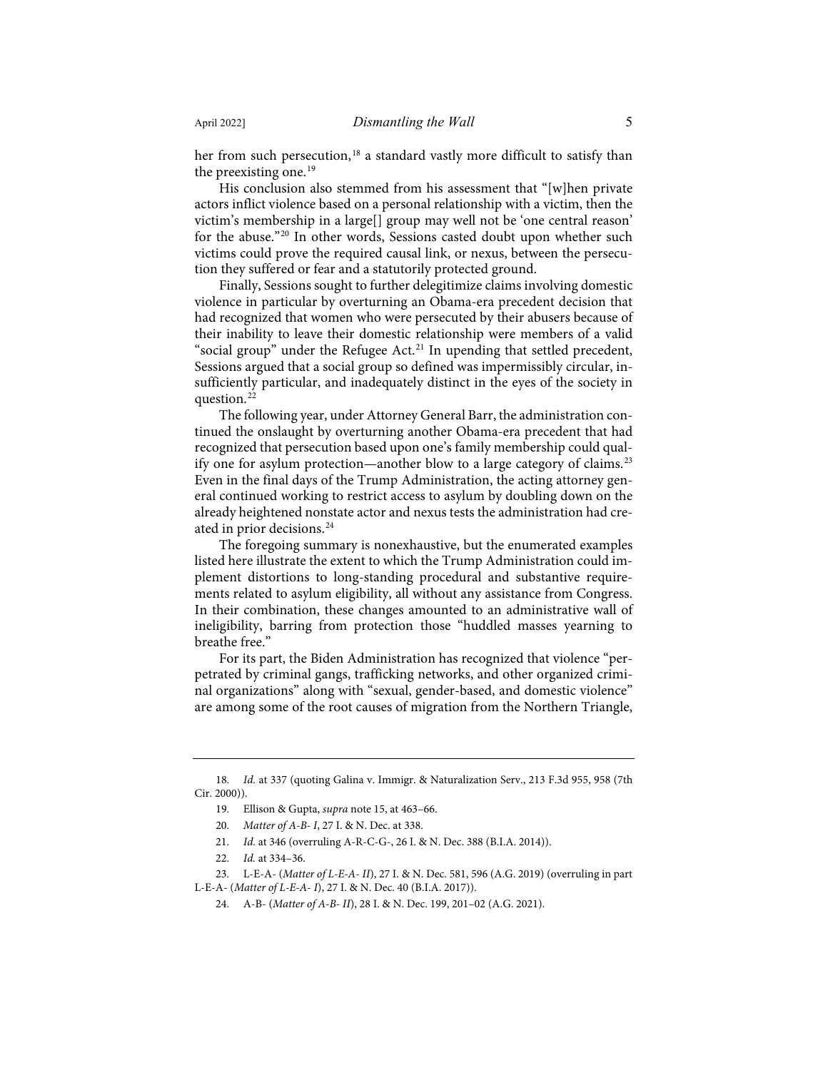her from such persecution,[18] a standard vastly more difficult to satisfy than the preexisting one.[19]

His conclusion also stemmed from his assessment that "[w]hen private actors inflict violence based on a personal relationship with a victim, then the victim's membership in a large[] group may well not be 'one central reason' for the abuse."[20] In other words, Sessions casted doubt upon whether such victims could prove the required causal link, or nexus, between the persecution they suffered or fear and a statutorily protected ground.

Finally, Sessions sought to further delegitimize claims involving domestic violence in particular by overturning an Obama-era precedent decision that had recognized that women who were persecuted by their abusers because of their inability to leave their domestic relationship were members of a valid "social group" under the Refugee Act.[21] In upending that settled precedent, Sessions argued that a social group so defined was impermissibly circular, insufficiently particular, and inadequately distinct in the eyes of the society in question.[22]

The following year, under Attorney General Barr, the administration continued the onslaught by overturning another Obama-era precedent that had recognized that persecution based upon one's family membership could qualify one for asylum protection—another blow to a large category of claims.[23] Even in the final days of the Trump Administration, the acting attorney general continued working to restrict access to asylum by doubling down on the already heightened nonstate actor and nexus tests the administration had created in prior decisions.[24]

The foregoing summary is nonexhaustive, but the enumerated examples listed here illustrate the extent to which the Trump Administration could implement distortions to long-standing procedural and substantive requirements related to asylum eligibility, all without any assistance from Congress. In their combination, these changes amounted to an administrative wall of ineligibility, barring from protection those "huddled masses yearning to breathe free."

For its part, the Biden Administration has recognized that violence "perpetrated by criminal gangs, trafficking networks, and other organized criminal organizations" along with "sexual, gender-based, and domestic violence" are among some of the root causes of migration from the Northern Triangle,

---

18. *Id.* at 337 (quoting Galina v. Immigr. & Naturalization Serv., 213 F.3d 955, 958 (7th Cir. 2000)).

19. Ellison & Gupta, *supra* note 15, at 463–66.

20. *Matter of A-B- I*, 27 I. & N. Dec. at 338.

21. *Id.* at 346 (overruling A-R-C-G-, 26 I. & N. Dec. 388 (B.I.A. 2014)).

22. *Id.* at 334–36.

23. L-E-A- (*Matter of L-E-A- II*), 27 I. & N. Dec. 581, 596 (A.G. 2019) (overruling in part L-E-A- (*Matter of L-E-A- I*), 27 I. & N. Dec. 40 (B.I.A. 2017)).

24. A-B- (*Matter of A-B- II*), 28 I. & N. Dec. 199, 201–02 (A.G. 2021).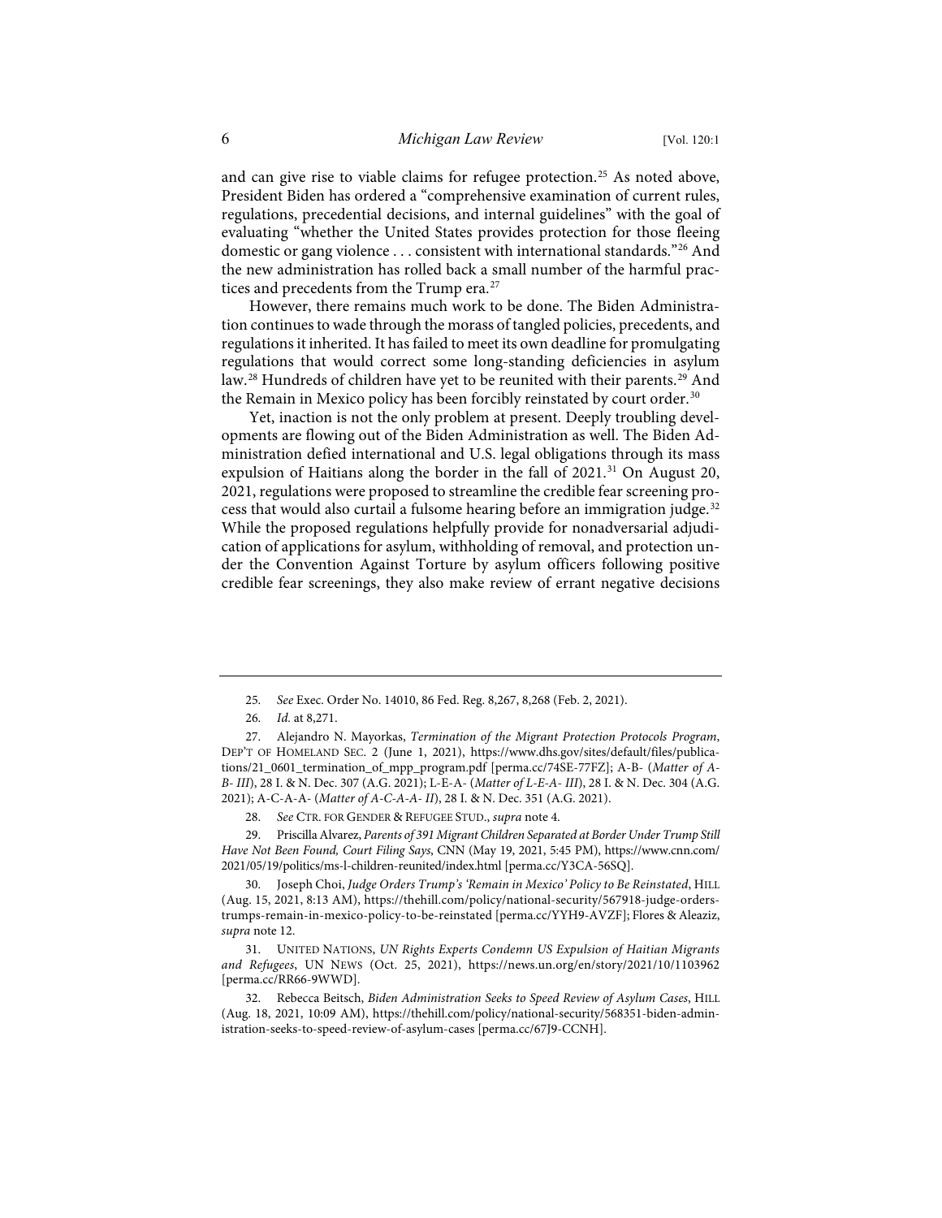and can give rise to viable claims for refugee protection.[25] As noted above, President Biden has ordered a "comprehensive examination of current rules, regulations, precedential decisions, and internal guidelines" with the goal of evaluating "whether the United States provides protection for those fleeing domestic or gang violence . . . consistent with international standards."[26] And the new administration has rolled back a small number of the harmful practices and precedents from the Trump era.[27]

However, there remains much work to be done. The Biden Administration continues to wade through the morass of tangled policies, precedents, and regulations it inherited. It has failed to meet its own deadline for promulgating regulations that would correct some long-standing deficiencies in asylum law.[28] Hundreds of children have yet to be reunited with their parents.[29] And the Remain in Mexico policy has been forcibly reinstated by court order.[30]

Yet, inaction is not the only problem at present. Deeply troubling developments are flowing out of the Biden Administration as well. The Biden Administration defied international and U.S. legal obligations through its mass expulsion of Haitians along the border in the fall of 2021.[31] On August 20, 2021, regulations were proposed to streamline the credible fear screening process that would also curtail a fulsome hearing before an immigration judge.[32] While the proposed regulations helpfully provide for nonadversarial adjudication of applications for asylum, withholding of removal, and protection under the Convention Against Torture by asylum officers following positive credible fear screenings, they also make review of errant negative decisions

---

25. *See* Exec. Order No. 14010, 86 Fed. Reg. 8,267, 8,268 (Feb. 2, 2021).

26. *Id.* at 8,271.

27. Alejandro N. Mayorkas, *Termination of the Migrant Protection Protocols Program*, DEP'T OF HOMELAND SEC. 2 (June 1, 2021), https://www.dhs.gov/sites/default/files/publications/21_0601_termination_of_mpp_program.pdf [perma.cc/74SE-77FZ]; A-B- (*Matter of A-B- III*), 28 I. & N. Dec. 307 (A.G. 2021); L-E-A- (*Matter of L-E-A- III*), 28 I. & N. Dec. 304 (A.G. 2021); A-C-A-A- (*Matter of A-C-A-A- II*), 28 I. & N. Dec. 351 (A.G. 2021).

28. *See* CTR. FOR GENDER & REFUGEE STUD., *supra* note 4.

29. Priscilla Alvarez, *Parents of 391 Migrant Children Separated at Border Under Trump Still Have Not Been Found, Court Filing Says*, CNN (May 19, 2021, 5:45 PM), https://www.cnn.com/2021/05/19/politics/ms-l-children-reunited/index.html [perma.cc/Y3CA-56SQ].

30. Joseph Choi, *Judge Orders Trump's 'Remain in Mexico' Policy to Be Reinstated*, HILL (Aug. 15, 2021, 8:13 AM), https://thehill.com/policy/national-security/567918-judge-orders-trumps-remain-in-mexico-policy-to-be-reinstated [perma.cc/YYH9-AVZF]; Flores & Aleaziz, *supra* note 12.

31. UNITED NATIONS, *UN Rights Experts Condemn US Expulsion of Haitian Migrants and Refugees*, UN NEWS (Oct. 25, 2021), https://news.un.org/en/story/2021/10/1103962 [perma.cc/RR66-9WWD].

32. Rebecca Beitsch, *Biden Administration Seeks to Speed Review of Asylum Cases*, HILL (Aug. 18, 2021, 10:09 AM), https://thehill.com/policy/national-security/568351-biden-administration-seeks-to-speed-review-of-asylum-cases [perma.cc/67J9-CCNH].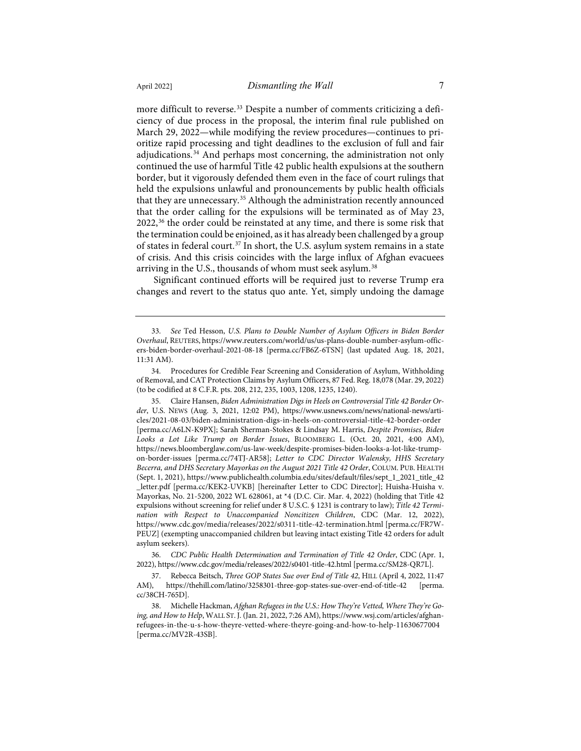more difficult to reverse.[33] Despite a number of comments criticizing a deficiency of due process in the proposal, the interim final rule published on March 29, 2022—while modifying the review procedures—continues to prioritize rapid processing and tight deadlines to the exclusion of full and fair adjudications.[34] And perhaps most concerning, the administration not only continued the use of harmful Title 42 public health expulsions at the southern border, but it vigorously defended them even in the face of court rulings that held the expulsions unlawful and pronouncements by public health officials that they are unnecessary.[35] Although the administration recently announced that the order calling for the expulsions will be terminated as of May 23, 2022,[36] the order could be reinstated at any time, and there is some risk that the termination could be enjoined, as it has already been challenged by a group of states in federal court.[37] In short, the U.S. asylum system remains in a state of crisis. And this crisis coincides with the large influx of Afghan evacuees arriving in the U.S., thousands of whom must seek asylum.[38]

Significant continued efforts will be required just to reverse Trump era changes and revert to the status quo ante. Yet, simply undoing the damage

---

33. *See* Ted Hesson, *U.S. Plans to Double Number of Asylum Officers in Biden Border Overhaul*, REUTERS, https://www.reuters.com/world/us/us-plans-double-number-asylum-officers-biden-border-overhaul-2021-08-18 [perma.cc/FB6Z-6TSN] (last updated Aug. 18, 2021, 11:31 AM).

34. Procedures for Credible Fear Screening and Consideration of Asylum, Withholding of Removal, and CAT Protection Claims by Asylum Officers, 87 Fed. Reg. 18,078 (Mar. 29, 2022) (to be codified at 8 C.F.R. pts. 208, 212, 235, 1003, 1208, 1235, 1240).

35. Claire Hansen, *Biden Administration Digs in Heels on Controversial Title 42 Border Order*, U.S. NEWS (Aug. 3, 2021, 12:02 PM), https://www.usnews.com/news/national-news/articles/2021-08-03/biden-administration-digs-in-heels-on-controversial-title-42-border-order [perma.cc/A6LN-K9PX]; Sarah Sherman-Stokes & Lindsay M. Harris, *Despite Promises, Biden Looks a Lot Like Trump on Border Issues*, BLOOMBERG L. (Oct. 20, 2021, 4:00 AM), https://news.bloomberglaw.com/us-law-week/despite-promises-biden-looks-a-lot-like-trump-on-border-issues [perma.cc/74TJ-AR58]; *Letter to CDC Director Walensky, HHS Secretary Becerra, and DHS Secretary Mayorkas on the August 2021 Title 42 Order*, COLUM. PUB. HEALTH (Sept. 1, 2021), https://www.publichealth.columbia.edu/sites/default/files/sept_1_2021_title_42_letter.pdf [perma.cc/KEK2-UVKB] [hereinafter Letter to CDC Director]; Huisha-Huisha v. Mayorkas, No. 21-5200, 2022 WL 628061, at *4 (D.C. Cir. Mar. 4, 2022) (holding that Title 42 expulsions without screening for relief under 8 U.S.C. § 1231 is contrary to law); *Title 42 Termination with Respect to Unaccompanied Noncitizen Children*, CDC (Mar. 12, 2022), https://www.cdc.gov/media/releases/2022/s0311-title-42-termination.html [perma.cc/FR7W-PEUZ] (exempting unaccompanied children but leaving intact existing Title 42 orders for adult asylum seekers).

36. *CDC Public Health Determination and Termination of Title 42 Order*, CDC (Apr. 1, 2022), https://www.cdc.gov/media/releases/2022/s0401-title-42.html [perma.cc/SM28-QR7L].

37. Rebecca Beitsch, *Three GOP States Sue over End of Title 42*, HILL (April 4, 2022, 11:47 AM), https://thehill.com/latino/3258301-three-gop-states-sue-over-end-of-title-42 [perma.cc/38CH-765D].

38. Michelle Hackman, *Afghan Refugees in the U.S.: How They're Vetted, Where They're Going, and How to Help*, WALL ST. J. (Jan. 21, 2022, 7:26 AM), https://www.wsj.com/articles/afghan-refugees-in-the-u-s-how-theyre-vetted-where-theyre-going-and-how-to-help-11630677004 [perma.cc/MV2R-43SB].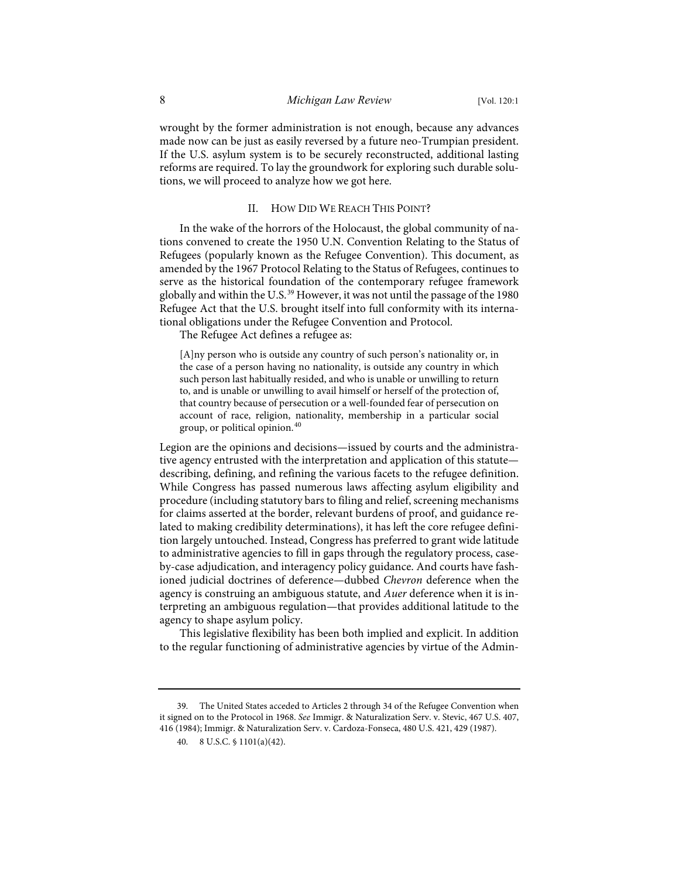wrought by the former administration is not enough, because any advances made now can be just as easily reversed by a future neo-Trumpian president. If the U.S. asylum system is to be securely reconstructed, additional lasting reforms are required. To lay the groundwork for exploring such durable solutions, we will proceed to analyze how we got here.

## II. HOW DID WE REACH THIS POINT?

In the wake of the horrors of the Holocaust, the global community of nations convened to create the 1950 U.N. Convention Relating to the Status of Refugees (popularly known as the Refugee Convention). This document, as amended by the 1967 Protocol Relating to the Status of Refugees, continues to serve as the historical foundation of the contemporary refugee framework globally and within the U.S.[39] However, it was not until the passage of the 1980 Refugee Act that the U.S. brought itself into full conformity with its international obligations under the Refugee Convention and Protocol.

The Refugee Act defines a refugee as:

> [A]ny person who is outside any country of such person's nationality or, in the case of a person having no nationality, is outside any country in which such person last habitually resided, and who is unable or unwilling to return to, and is unable or unwilling to avail himself or herself of the protection of, that country because of persecution or a well-founded fear of persecution on account of race, religion, nationality, membership in a particular social group, or political opinion.[40]

Legion are the opinions and decisions—issued by courts and the administrative agency entrusted with the interpretation and application of this statute—describing, defining, and refining the various facets to the refugee definition. While Congress has passed numerous laws affecting asylum eligibility and procedure (including statutory bars to filing and relief, screening mechanisms for claims asserted at the border, relevant burdens of proof, and guidance related to making credibility determinations), it has left the core refugee definition largely untouched. Instead, Congress has preferred to grant wide latitude to administrative agencies to fill in gaps through the regulatory process, case-by-case adjudication, and interagency policy guidance. And courts have fashioned judicial doctrines of deference—dubbed *Chevron* deference when the agency is construing an ambiguous statute, and *Auer* deference when it is interpreting an ambiguous regulation—that provides additional latitude to the agency to shape asylum policy.

This legislative flexibility has been both implied and explicit. In addition to the regular functioning of administrative agencies by virtue of the Admin-

---

39. The United States acceded to Articles 2 through 34 of the Refugee Convention when it signed on to the Protocol in 1968. *See* Immigr. & Naturalization Serv. v. Stevic, 467 U.S. 407, 416 (1984); Immigr. & Naturalization Serv. v. Cardoza-Fonseca, 480 U.S. 421, 429 (1987).

40. 8 U.S.C. § 1101(a)(42).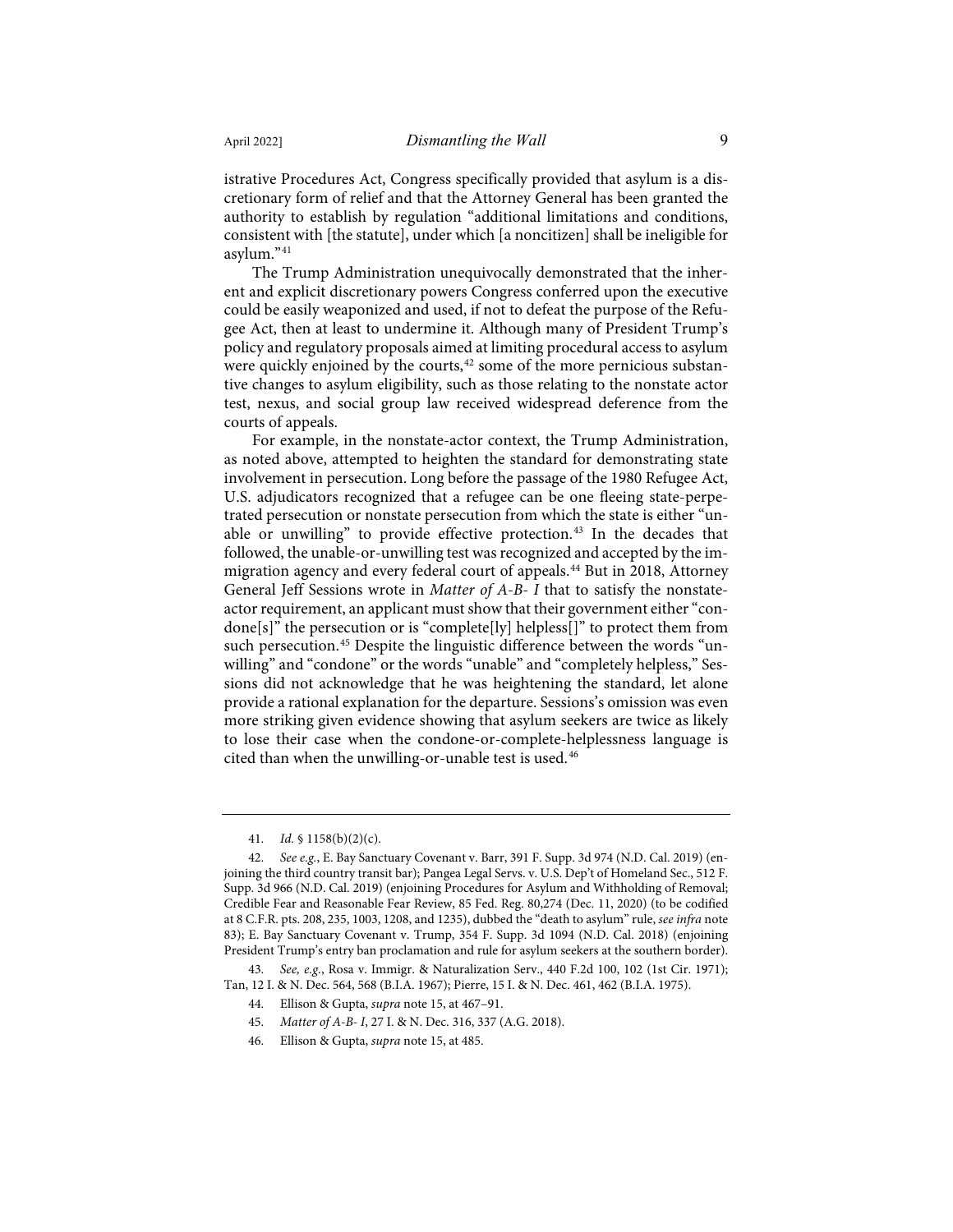istrative Procedures Act, Congress specifically provided that asylum is a discretionary form of relief and that the Attorney General has been granted the authority to establish by regulation "additional limitations and conditions, consistent with [the statute], under which [a noncitizen] shall be ineligible for asylum."[41]

The Trump Administration unequivocally demonstrated that the inherent and explicit discretionary powers Congress conferred upon the executive could be easily weaponized and used, if not to defeat the purpose of the Refugee Act, then at least to undermine it. Although many of President Trump's policy and regulatory proposals aimed at limiting procedural access to asylum were quickly enjoined by the courts,[42] some of the more pernicious substantive changes to asylum eligibility, such as those relating to the nonstate actor test, nexus, and social group law received widespread deference from the courts of appeals.

For example, in the nonstate-actor context, the Trump Administration, as noted above, attempted to heighten the standard for demonstrating state involvement in persecution. Long before the passage of the 1980 Refugee Act, U.S. adjudicators recognized that a refugee can be one fleeing state-perpetrated persecution or nonstate persecution from which the state is either "unable or unwilling" to provide effective protection.[43] In the decades that followed, the unable-or-unwilling test was recognized and accepted by the immigration agency and every federal court of appeals.[44] But in 2018, Attorney General Jeff Sessions wrote in *Matter of A-B- I* that to satisfy the nonstate-actor requirement, an applicant must show that their government either "condone[s]" the persecution or is "complete[ly] helpless[]" to protect them from such persecution.[45] Despite the linguistic difference between the words "unwilling" and "condone" or the words "unable" and "completely helpless," Sessions did not acknowledge that he was heightening the standard, let alone provide a rational explanation for the departure. Sessions's omission was even more striking given evidence showing that asylum seekers are twice as likely to lose their case when the condone-or-complete-helplessness language is cited than when the unwilling-or-unable test is used.[46]

---

41. *Id.* § 1158(b)(2)(c).

42. *See e.g.*, E. Bay Sanctuary Covenant v. Barr, 391 F. Supp. 3d 974 (N.D. Cal. 2019) (enjoining the third country transit bar); Pangea Legal Servs. v. U.S. Dep't of Homeland Sec., 512 F. Supp. 3d 966 (N.D. Cal. 2019) (enjoining Procedures for Asylum and Withholding of Removal; Credible Fear and Reasonable Fear Review, 85 Fed. Reg. 80,274 (Dec. 11, 2020) (to be codified at 8 C.F.R. pts. 208, 235, 1003, 1208, and 1235), dubbed the "death to asylum" rule, *see infra* note 83); E. Bay Sanctuary Covenant v. Trump, 354 F. Supp. 3d 1094 (N.D. Cal. 2018) (enjoining President Trump's entry ban proclamation and rule for asylum seekers at the southern border).

43. *See, e.g.*, Rosa v. Immigr. & Naturalization Serv., 440 F.2d 100, 102 (1st Cir. 1971); Tan, 12 I. & N. Dec. 564, 568 (B.I.A. 1967); Pierre, 15 I. & N. Dec. 461, 462 (B.I.A. 1975).

44. Ellison & Gupta, *supra* note 15, at 467–91.

45. *Matter of A-B- I*, 27 I. & N. Dec. 316, 337 (A.G. 2018).

46. Ellison & Gupta, *supra* note 15, at 485.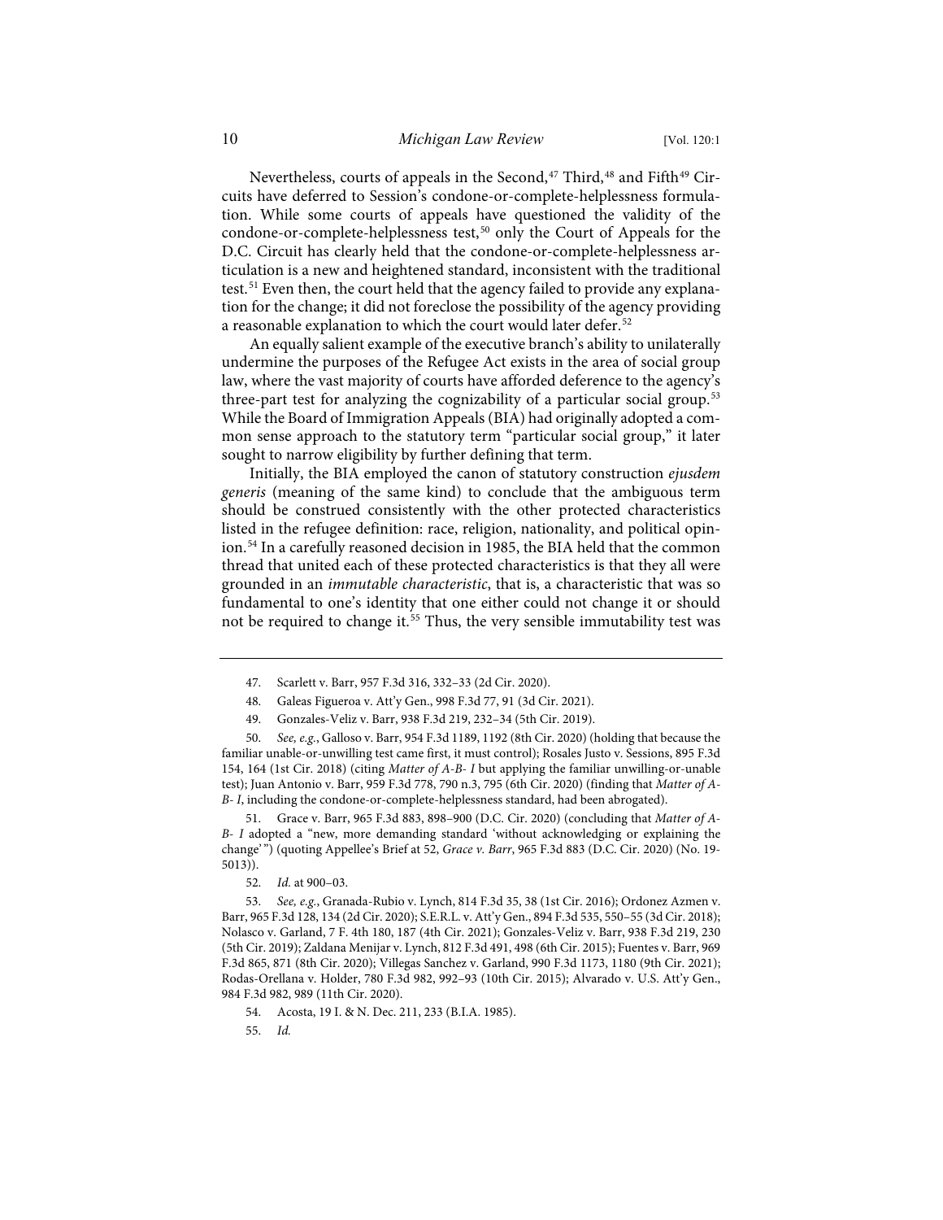Nevertheless, courts of appeals in the Second,[47] Third,[48] and Fifth[49] Circuits have deferred to Session's condone-or-complete-helplessness formulation. While some courts of appeals have questioned the validity of the condone-or-complete-helplessness test,[50] only the Court of Appeals for the D.C. Circuit has clearly held that the condone-or-complete-helplessness articulation is a new and heightened standard, inconsistent with the traditional test.[51] Even then, the court held that the agency failed to provide any explanation for the change; it did not foreclose the possibility of the agency providing a reasonable explanation to which the court would later defer.[52]

An equally salient example of the executive branch's ability to unilaterally undermine the purposes of the Refugee Act exists in the area of social group law, where the vast majority of courts have afforded deference to the agency's three-part test for analyzing the cognizability of a particular social group.[53] While the Board of Immigration Appeals (BIA) had originally adopted a common sense approach to the statutory term "particular social group," it later sought to narrow eligibility by further defining that term.

Initially, the BIA employed the canon of statutory construction *ejusdem generis* (meaning of the same kind) to conclude that the ambiguous term should be construed consistently with the other protected characteristics listed in the refugee definition: race, religion, nationality, and political opinion.[54] In a carefully reasoned decision in 1985, the BIA held that the common thread that united each of these protected characteristics is that they all were grounded in an *immutable characteristic*, that is, a characteristic that was so fundamental to one's identity that one either could not change it or should not be required to change it.[55] Thus, the very sensible immutability test was

---

47. Scarlett v. Barr, 957 F.3d 316, 332–33 (2d Cir. 2020).

48. Galeas Figueroa v. Att'y Gen., 998 F.3d 77, 91 (3d Cir. 2021).

49. Gonzales-Veliz v. Barr, 938 F.3d 219, 232–34 (5th Cir. 2019).

50. *See, e.g.*, Galloso v. Barr, 954 F.3d 1189, 1192 (8th Cir. 2020) (holding that because the familiar unable-or-unwilling test came first, it must control); Rosales Justo v. Sessions, 895 F.3d 154, 164 (1st Cir. 2018) (citing *Matter of A-B- I* but applying the familiar unwilling-or-unable test); Juan Antonio v. Barr, 959 F.3d 778, 790 n.3, 795 (6th Cir. 2020) (finding that *Matter of A-B- I*, including the condone-or-complete-helplessness standard, had been abrogated).

51. Grace v. Barr, 965 F.3d 883, 898–900 (D.C. Cir. 2020) (concluding that *Matter of A-B- I* adopted a "new, more demanding standard 'without acknowledging or explaining the change'") (quoting Appellee's Brief at 52, *Grace v. Barr*, 965 F.3d 883 (D.C. Cir. 2020) (No. 19-5013)).

52. *Id.* at 900–03.

53. *See, e.g.*, Granada-Rubio v. Lynch, 814 F.3d 35, 38 (1st Cir. 2016); Ordonez Azmen v. Barr, 965 F.3d 128, 134 (2d Cir. 2020); S.E.R.L. v. Att'y Gen., 894 F.3d 535, 550–55 (3d Cir. 2018); Nolasco v. Garland, 7 F. 4th 180, 187 (4th Cir. 2021); Gonzales-Veliz v. Barr, 938 F.3d 219, 230 (5th Cir. 2019); Zaldana Menijar v. Lynch, 812 F.3d 491, 498 (6th Cir. 2015); Fuentes v. Barr, 969 F.3d 865, 871 (8th Cir. 2020); Villegas Sanchez v. Garland, 990 F.3d 1173, 1180 (9th Cir. 2021); Rodas-Orellana v. Holder, 780 F.3d 982, 992–93 (10th Cir. 2015); Alvarado v. U.S. Att'y Gen., 984 F.3d 982, 989 (11th Cir. 2020).

54. Acosta, 19 I. & N. Dec. 211, 233 (B.I.A. 1985).

55. *Id.*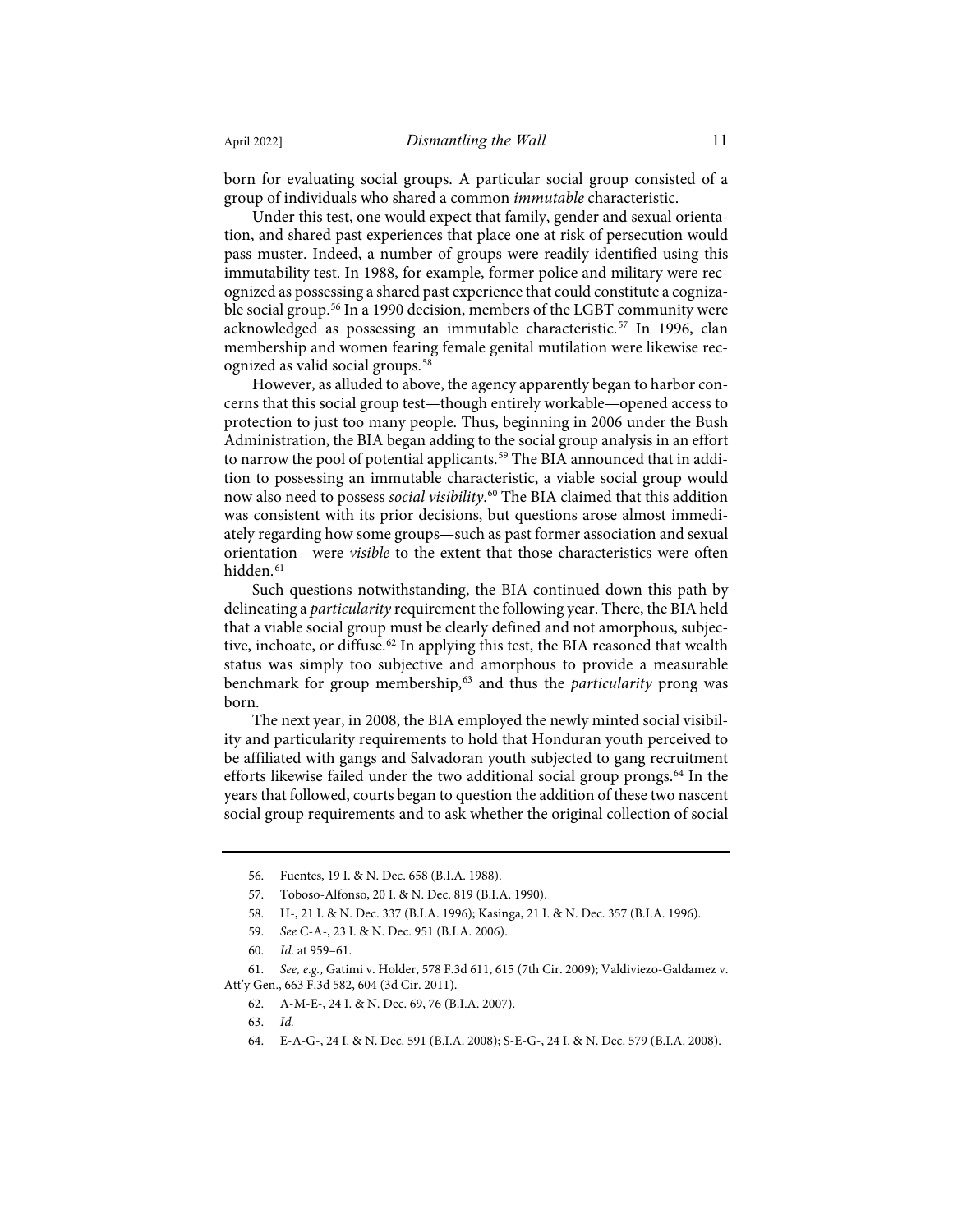born for evaluating social groups. A particular social group consisted of a group of individuals who shared a common *immutable* characteristic.

Under this test, one would expect that family, gender and sexual orientation, and shared past experiences that place one at risk of persecution would pass muster. Indeed, a number of groups were readily identified using this immutability test. In 1988, for example, former police and military were recognized as possessing a shared past experience that could constitute a cognizable social group.[56] In a 1990 decision, members of the LGBT community were acknowledged as possessing an immutable characteristic.[57] In 1996, clan membership and women fearing female genital mutilation were likewise recognized as valid social groups.[58]

However, as alluded to above, the agency apparently began to harbor concerns that this social group test—though entirely workable—opened access to protection to just too many people. Thus, beginning in 2006 under the Bush Administration, the BIA began adding to the social group analysis in an effort to narrow the pool of potential applicants.[59] The BIA announced that in addition to possessing an immutable characteristic, a viable social group would now also need to possess *social visibility*.[60] The BIA claimed that this addition was consistent with its prior decisions, but questions arose almost immediately regarding how some groups—such as past former association and sexual orientation—were *visible* to the extent that those characteristics were often hidden.[61]

Such questions notwithstanding, the BIA continued down this path by delineating a *particularity* requirement the following year. There, the BIA held that a viable social group must be clearly defined and not amorphous, subjective, inchoate, or diffuse.[62] In applying this test, the BIA reasoned that wealth status was simply too subjective and amorphous to provide a measurable benchmark for group membership,[63] and thus the *particularity* prong was born.

The next year, in 2008, the BIA employed the newly minted social visibility and particularity requirements to hold that Honduran youth perceived to be affiliated with gangs and Salvadoran youth subjected to gang recruitment efforts likewise failed under the two additional social group prongs.[64] In the years that followed, courts began to question the addition of these two nascent social group requirements and to ask whether the original collection of social

---

56. Fuentes, 19 I. & N. Dec. 658 (B.I.A. 1988).

57. Toboso-Alfonso, 20 I. & N. Dec. 819 (B.I.A. 1990).

58. H-, 21 I. & N. Dec. 337 (B.I.A. 1996); Kasinga, 21 I. & N. Dec. 357 (B.I.A. 1996).

59. *See* C-A-, 23 I. & N. Dec. 951 (B.I.A. 2006).

60. *Id.* at 959–61.

61. *See, e.g.*, Gatimi v. Holder, 578 F.3d 611, 615 (7th Cir. 2009); Valdiviezo-Galdamez v. Att'y Gen., 663 F.3d 582, 604 (3d Cir. 2011).

62. A-M-E-, 24 I. & N. Dec. 69, 76 (B.I.A. 2007).

63. *Id.*

64. E-A-G-, 24 I. & N. Dec. 591 (B.I.A. 2008); S-E-G-, 24 I. & N. Dec. 579 (B.I.A. 2008).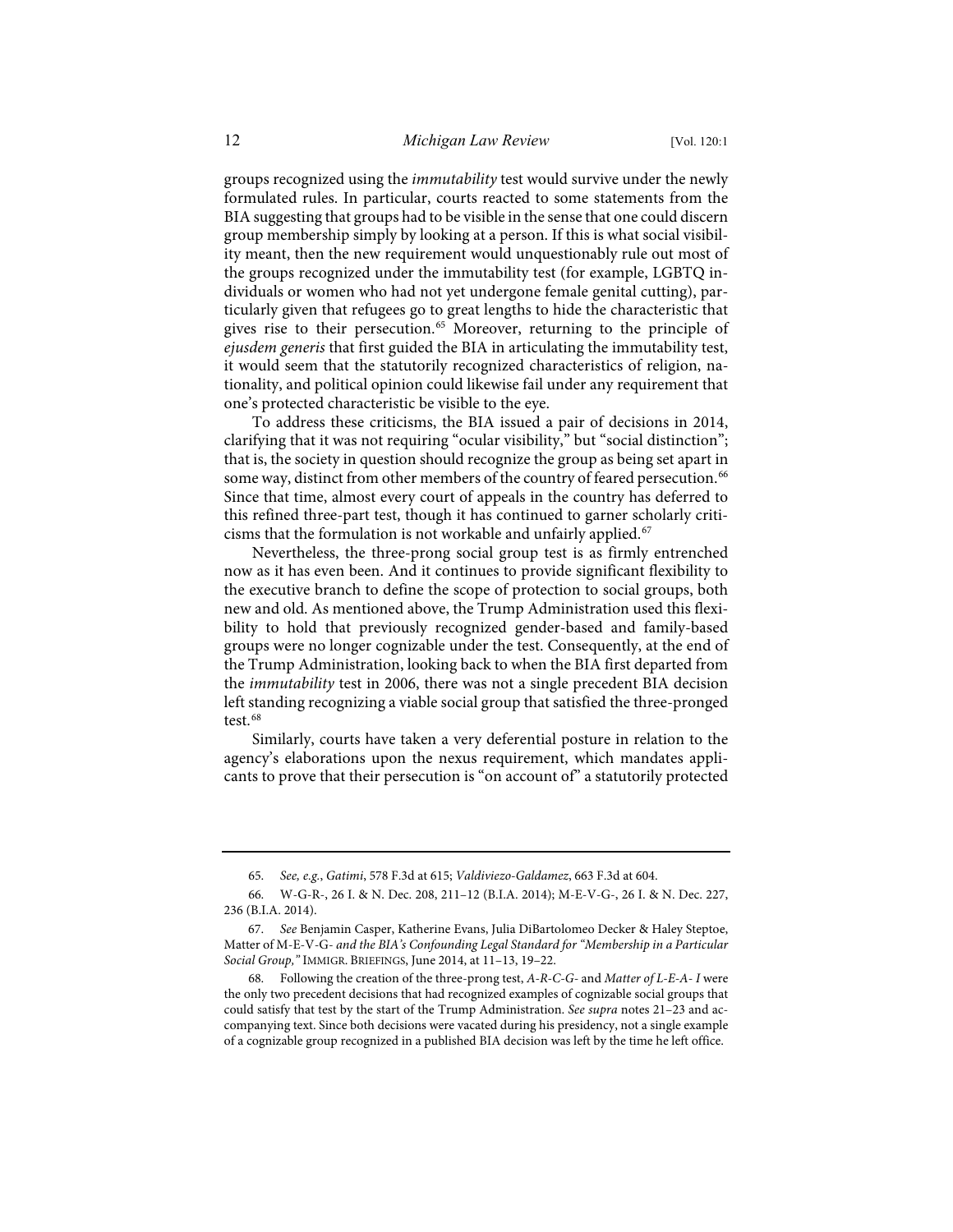groups recognized using the *immutability* test would survive under the newly formulated rules. In particular, courts reacted to some statements from the BIA suggesting that groups had to be visible in the sense that one could discern group membership simply by looking at a person. If this is what social visibility meant, then the new requirement would unquestionably rule out most of the groups recognized under the immutability test (for example, LGBTQ individuals or women who had not yet undergone female genital cutting), particularly given that refugees go to great lengths to hide the characteristic that gives rise to their persecution.[65] Moreover, returning to the principle of *ejusdem generis* that first guided the BIA in articulating the immutability test, it would seem that the statutorily recognized characteristics of religion, nationality, and political opinion could likewise fail under any requirement that one's protected characteristic be visible to the eye.

To address these criticisms, the BIA issued a pair of decisions in 2014, clarifying that it was not requiring "ocular visibility," but "social distinction"; that is, the society in question should recognize the group as being set apart in some way, distinct from other members of the country of feared persecution.[66] Since that time, almost every court of appeals in the country has deferred to this refined three-part test, though it has continued to garner scholarly criticisms that the formulation is not workable and unfairly applied.[67]

Nevertheless, the three-prong social group test is as firmly entrenched now as it has even been. And it continues to provide significant flexibility to the executive branch to define the scope of protection to social groups, both new and old. As mentioned above, the Trump Administration used this flexibility to hold that previously recognized gender-based and family-based groups were no longer cognizable under the test. Consequently, at the end of the Trump Administration, looking back to when the BIA first departed from the *immutability* test in 2006, there was not a single precedent BIA decision left standing recognizing a viable social group that satisfied the three-pronged test.[68]

Similarly, courts have taken a very deferential posture in relation to the agency's elaborations upon the nexus requirement, which mandates applicants to prove that their persecution is "on account of" a statutorily protected

---

65. *See, e.g.*, *Gatimi*, 578 F.3d at 615; *Valdiviezo-Galdamez*, 663 F.3d at 604.

66. W-G-R-, 26 I. & N. Dec. 208, 211–12 (B.I.A. 2014); M-E-V-G-, 26 I. & N. Dec. 227, 236 (B.I.A. 2014).

67. *See* Benjamin Casper, Katherine Evans, Julia DiBartolomeo Decker & Haley Steptoe, Matter of M-E-V-G- *and the BIA's Confounding Legal Standard for "Membership in a Particular Social Group,"* IMMIGR. BRIEFINGS, June 2014, at 11–13, 19–22.

68. Following the creation of the three-prong test, *A-R-C-G-* and *Matter of L-E-A- I* were the only two precedent decisions that had recognized examples of cognizable social groups that could satisfy that test by the start of the Trump Administration. *See supra* notes 21–23 and accompanying text. Since both decisions were vacated during his presidency, not a single example of a cognizable group recognized in a published BIA decision was left by the time he left office.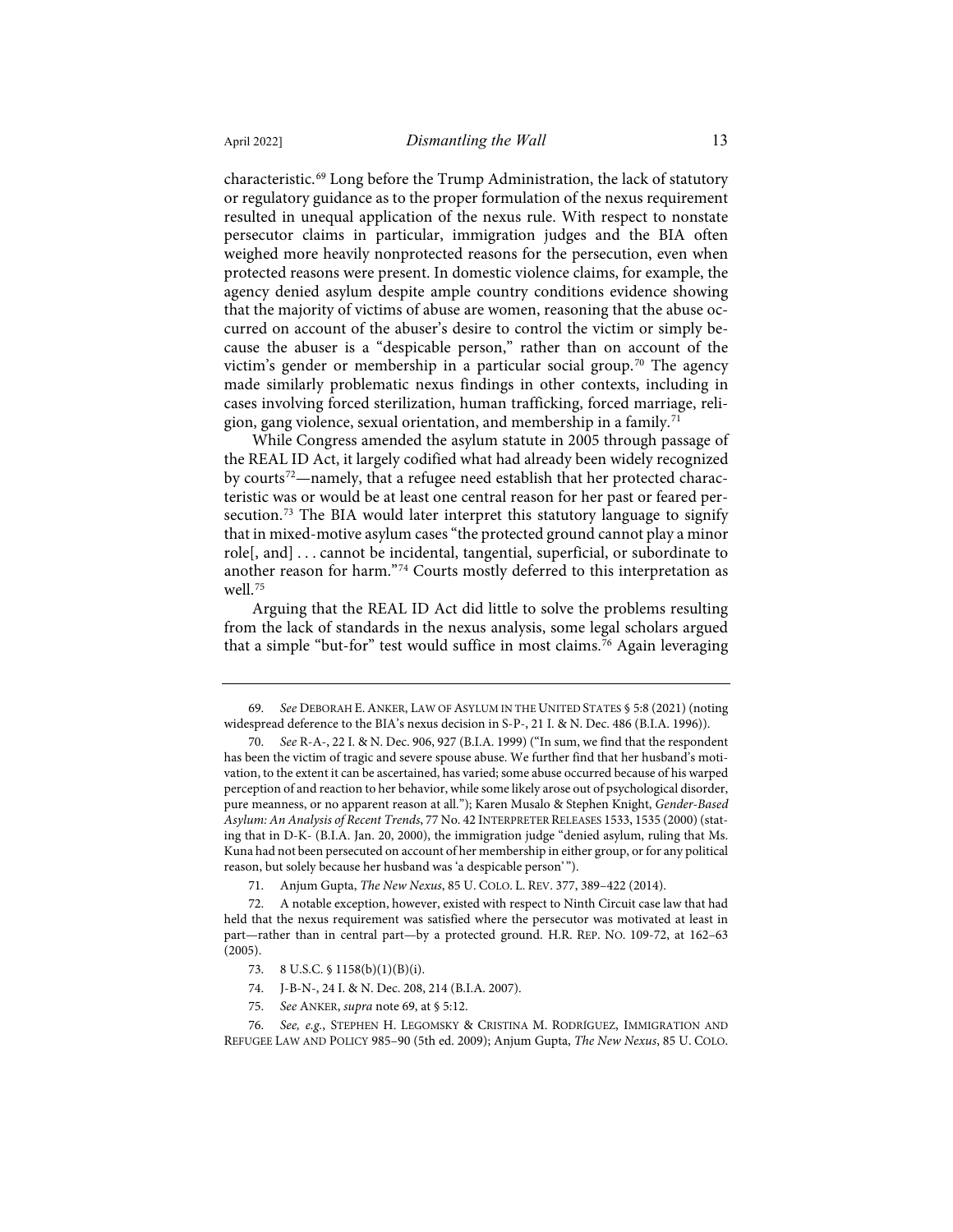characteristic.[69] Long before the Trump Administration, the lack of statutory or regulatory guidance as to the proper formulation of the nexus requirement resulted in unequal application of the nexus rule. With respect to nonstate persecutor claims in particular, immigration judges and the BIA often weighed more heavily nonprotected reasons for the persecution, even when protected reasons were present. In domestic violence claims, for example, the agency denied asylum despite ample country conditions evidence showing that the majority of victims of abuse are women, reasoning that the abuse occurred on account of the abuser's desire to control the victim or simply because the abuser is a "despicable person," rather than on account of the victim's gender or membership in a particular social group.[70] The agency made similarly problematic nexus findings in other contexts, including in cases involving forced sterilization, human trafficking, forced marriage, religion, gang violence, sexual orientation, and membership in a family.[71]

While Congress amended the asylum statute in 2005 through passage of the REAL ID Act, it largely codified what had already been widely recognized by courts[72]—namely, that a refugee need establish that her protected characteristic was or would be at least one central reason for her past or feared persecution.[73] The BIA would later interpret this statutory language to signify that in mixed-motive asylum cases "the protected ground cannot play a minor role[, and] . . . cannot be incidental, tangential, superficial, or subordinate to another reason for harm."[74] Courts mostly deferred to this interpretation as well.[75]

Arguing that the REAL ID Act did little to solve the problems resulting from the lack of standards in the nexus analysis, some legal scholars argued that a simple "but-for" test would suffice in most claims.[76] Again leveraging

---

69. *See* DEBORAH E. ANKER, LAW OF ASYLUM IN THE UNITED STATES § 5:8 (2021) (noting widespread deference to the BIA's nexus decision in S-P-, 21 I. & N. Dec. 486 (B.I.A. 1996)).

70. *See* R-A-, 22 I. & N. Dec. 906, 927 (B.I.A. 1999) ("In sum, we find that the respondent has been the victim of tragic and severe spouse abuse. We further find that her husband's motivation, to the extent it can be ascertained, has varied; some abuse occurred because of his warped perception of and reaction to her behavior, while some likely arose out of psychological disorder, pure meanness, or no apparent reason at all."); Karen Musalo & Stephen Knight, *Gender-Based Asylum: An Analysis of Recent Trends*, 77 No. 42 INTERPRETER RELEASES 1533, 1535 (2000) (stating that in D-K- (B.I.A. Jan. 20, 2000), the immigration judge "denied asylum, ruling that Ms. Kuna had not been persecuted on account of her membership in either group, or for any political reason, but solely because her husband was 'a despicable person'").

71. Anjum Gupta, *The New Nexus*, 85 U. COLO. L. REV. 377, 389–422 (2014).

72. A notable exception, however, existed with respect to Ninth Circuit case law that had held that the nexus requirement was satisfied where the persecutor was motivated at least in part—rather than in central part—by a protected ground. H.R. REP. NO. 109-72, at 162–63 (2005).

73. 8 U.S.C. § 1158(b)(1)(B)(i).

74. J-B-N-, 24 I. & N. Dec. 208, 214 (B.I.A. 2007).

75. *See* ANKER, *supra* note 69, at § 5:12.

76. *See, e.g.*, STEPHEN H. LEGOMSKY & CRISTINA M. RODRÍGUEZ, IMMIGRATION AND REFUGEE LAW AND POLICY 985–90 (5th ed. 2009); Anjum Gupta, *The New Nexus*, 85 U. COLO.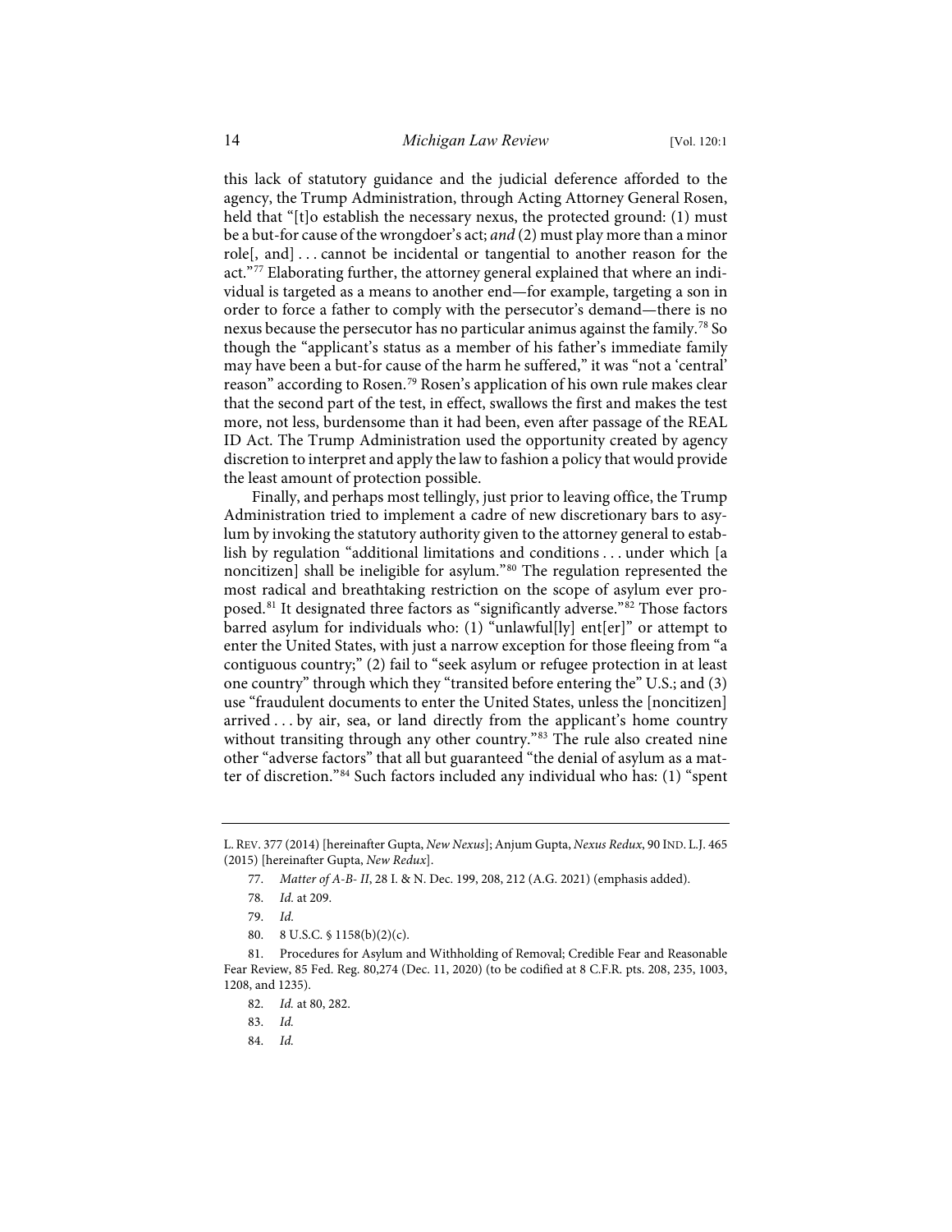this lack of statutory guidance and the judicial deference afforded to the agency, the Trump Administration, through Acting Attorney General Rosen, held that "[t]o establish the necessary nexus, the protected ground: (1) must be a but-for cause of the wrongdoer's act; *and* (2) must play more than a minor role[, and] . . . cannot be incidental or tangential to another reason for the act."[77] Elaborating further, the attorney general explained that where an individual is targeted as a means to another end—for example, targeting a son in order to force a father to comply with the persecutor's demand—there is no nexus because the persecutor has no particular animus against the family.[78] So though the "applicant's status as a member of his father's immediate family may have been a but-for cause of the harm he suffered," it was "not a 'central' reason" according to Rosen.[79] Rosen's application of his own rule makes clear that the second part of the test, in effect, swallows the first and makes the test more, not less, burdensome than it had been, even after passage of the REAL ID Act. The Trump Administration used the opportunity created by agency discretion to interpret and apply the law to fashion a policy that would provide the least amount of protection possible.

Finally, and perhaps most tellingly, just prior to leaving office, the Trump Administration tried to implement a cadre of new discretionary bars to asylum by invoking the statutory authority given to the attorney general to establish by regulation "additional limitations and conditions . . . under which [a noncitizen] shall be ineligible for asylum."[80] The regulation represented the most radical and breathtaking restriction on the scope of asylum ever proposed.[81] It designated three factors as "significantly adverse."[82] Those factors barred asylum for individuals who: (1) "unlawful[ly] ent[er]" or attempt to enter the United States, with just a narrow exception for those fleeing from "a contiguous country;" (2) fail to "seek asylum or refugee protection in at least one country" through which they "transited before entering the" U.S.; and (3) use "fraudulent documents to enter the United States, unless the [noncitizen] arrived . . . by air, sea, or land directly from the applicant's home country without transiting through any other country."[83] The rule also created nine other "adverse factors" that all but guaranteed "the denial of asylum as a matter of discretion."[84] Such factors included any individual who has: (1) "spent

---

L. REV. 377 (2014) [hereinafter Gupta, *New Nexus*]; Anjum Gupta, *Nexus Redux*, 90 IND. L.J. 465 (2015) [hereinafter Gupta, *New Redux*].

77. *Matter of A-B- II*, 28 I. & N. Dec. 199, 208, 212 (A.G. 2021) (emphasis added).

78. *Id.* at 209.

79. *Id.*

80. 8 U.S.C. § 1158(b)(2)(c).

81. Procedures for Asylum and Withholding of Removal; Credible Fear and Reasonable Fear Review, 85 Fed. Reg. 80,274 (Dec. 11, 2020) (to be codified at 8 C.F.R. pts. 208, 235, 1003, 1208, and 1235).

82. *Id.* at 80, 282.

83. *Id.*

84. *Id.*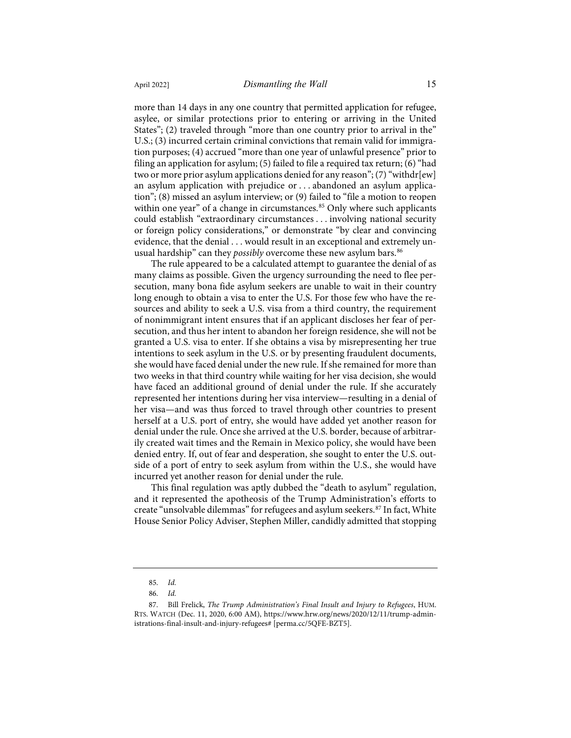more than 14 days in any one country that permitted application for refugee, asylee, or similar protections prior to entering or arriving in the United States"; (2) traveled through "more than one country prior to arrival in the" U.S.; (3) incurred certain criminal convictions that remain valid for immigration purposes; (4) accrued "more than one year of unlawful presence" prior to filing an application for asylum; (5) failed to file a required tax return; (6) "had two or more prior asylum applications denied for any reason"; (7) "withdr[ew] an asylum application with prejudice or . . . abandoned an asylum application"; (8) missed an asylum interview; or (9) failed to "file a motion to reopen within one year" of a change in circumstances.[85] Only where such applicants could establish "extraordinary circumstances . . . involving national security or foreign policy considerations," or demonstrate "by clear and convincing evidence, that the denial . . . would result in an exceptional and extremely unusual hardship" can they *possibly* overcome these new asylum bars.[86]

The rule appeared to be a calculated attempt to guarantee the denial of as many claims as possible. Given the urgency surrounding the need to flee persecution, many bona fide asylum seekers are unable to wait in their country long enough to obtain a visa to enter the U.S. For those few who have the resources and ability to seek a U.S. visa from a third country, the requirement of nonimmigrant intent ensures that if an applicant discloses her fear of persecution, and thus her intent to abandon her foreign residence, she will not be granted a U.S. visa to enter. If she obtains a visa by misrepresenting her true intentions to seek asylum in the U.S. or by presenting fraudulent documents, she would have faced denial under the new rule. If she remained for more than two weeks in that third country while waiting for her visa decision, she would have faced an additional ground of denial under the rule. If she accurately represented her intentions during her visa interview—resulting in a denial of her visa—and was thus forced to travel through other countries to present herself at a U.S. port of entry, she would have added yet another reason for denial under the rule. Once she arrived at the U.S. border, because of arbitrarily created wait times and the Remain in Mexico policy, she would have been denied entry. If, out of fear and desperation, she sought to enter the U.S. outside of a port of entry to seek asylum from within the U.S., she would have incurred yet another reason for denial under the rule.

This final regulation was aptly dubbed the "death to asylum" regulation, and it represented the apotheosis of the Trump Administration's efforts to create "unsolvable dilemmas" for refugees and asylum seekers.[87] In fact, White House Senior Policy Adviser, Stephen Miller, candidly admitted that stopping

---

85. *Id.*

86. *Id.*

87. Bill Frelick, *The Trump Administration's Final Insult and Injury to Refugees*, HUM. RTS. WATCH (Dec. 11, 2020, 6:00 AM), https://www.hrw.org/news/2020/12/11/trump-administrations-final-insult-and-injury-refugees# [perma.cc/5QFE-BZT5].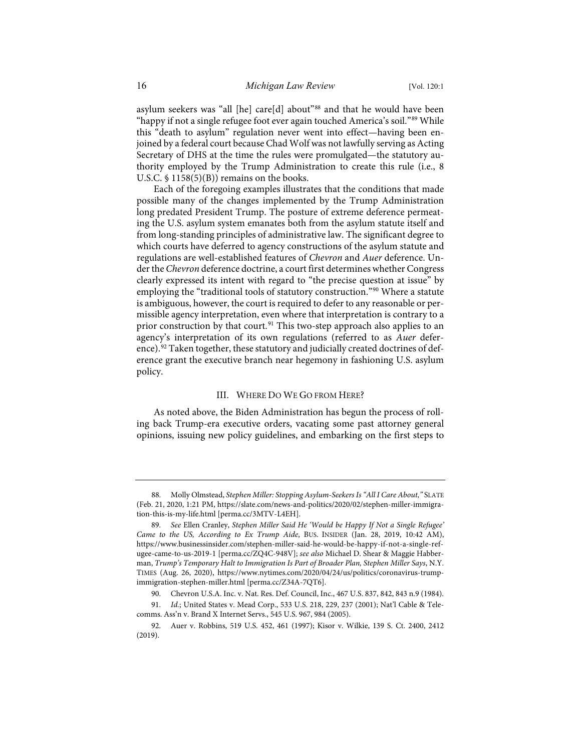asylum seekers was "all [he] care[d] about"[88] and that he would have been "happy if not a single refugee foot ever again touched America's soil."[89] While this "death to asylum" regulation never went into effect—having been enjoined by a federal court because Chad Wolf was not lawfully serving as Acting Secretary of DHS at the time the rules were promulgated—the statutory authority employed by the Trump Administration to create this rule (i.e., 8 U.S.C. § 1158(5)(B)) remains on the books.

Each of the foregoing examples illustrates that the conditions that made possible many of the changes implemented by the Trump Administration long predated President Trump. The posture of extreme deference permeating the U.S. asylum system emanates both from the asylum statute itself and from long-standing principles of administrative law. The significant degree to which courts have deferred to agency constructions of the asylum statute and regulations are well-established features of *Chevron* and *Auer* deference. Under the *Chevron* deference doctrine, a court first determines whether Congress clearly expressed its intent with regard to "the precise question at issue" by employing the "traditional tools of statutory construction."[90] Where a statute is ambiguous, however, the court is required to defer to any reasonable or permissible agency interpretation, even where that interpretation is contrary to a prior construction by that court.[91] This two-step approach also applies to an agency's interpretation of its own regulations (referred to as *Auer* deference).[92] Taken together, these statutory and judicially created doctrines of deference grant the executive branch near hegemony in fashioning U.S. asylum policy.

## III. Where Do We Go from Here?

As noted above, the Biden Administration has begun the process of rolling back Trump-era executive orders, vacating some past attorney general opinions, issuing new policy guidelines, and embarking on the first steps to

---

88. Molly Olmstead, *Stephen Miller: Stopping Asylum-Seekers Is "All I Care About,"* SLATE (Feb. 21, 2020, 1:21 PM, https://slate.com/news-and-politics/2020/02/stephen-miller-immigration-this-is-my-life.html [perma.cc/3MTV-L4EH].

89. *See* Ellen Cranley, *Stephen Miller Said He 'Would be Happy If Not a Single Refugee' Came to the US, According to Ex Trump Aide*, BUS. INSIDER (Jan. 28, 2019, 10:42 AM), https://www.businessinsider.com/stephen-miller-said-he-would-be-happy-if-not-a-single-refugee-came-to-us-2019-1 [perma.cc/ZQ4C-948V]; *see also* Michael D. Shear & Maggie Habberman, *Trump's Temporary Halt to Immigration Is Part of Broader Plan, Stephen Miller Says*, N.Y. TIMES (Aug. 26, 2020), https://www.nytimes.com/2020/04/24/us/politics/coronavirus-trump-immigration-stephen-miller.html [perma.cc/Z34A-7QT6].

90. Chevron U.S.A. Inc. v. Nat. Res. Def. Council, Inc., 467 U.S. 837, 842, 843 n.9 (1984).

91. *Id.*; United States v. Mead Corp., 533 U.S. 218, 229, 237 (2001); Nat'l Cable & Telecomms. Ass'n v. Brand X Internet Servs., 545 U.S. 967, 984 (2005).

92. Auer v. Robbins, 519 U.S. 452, 461 (1997); Kisor v. Wilkie, 139 S. Ct. 2400, 2412 (2019).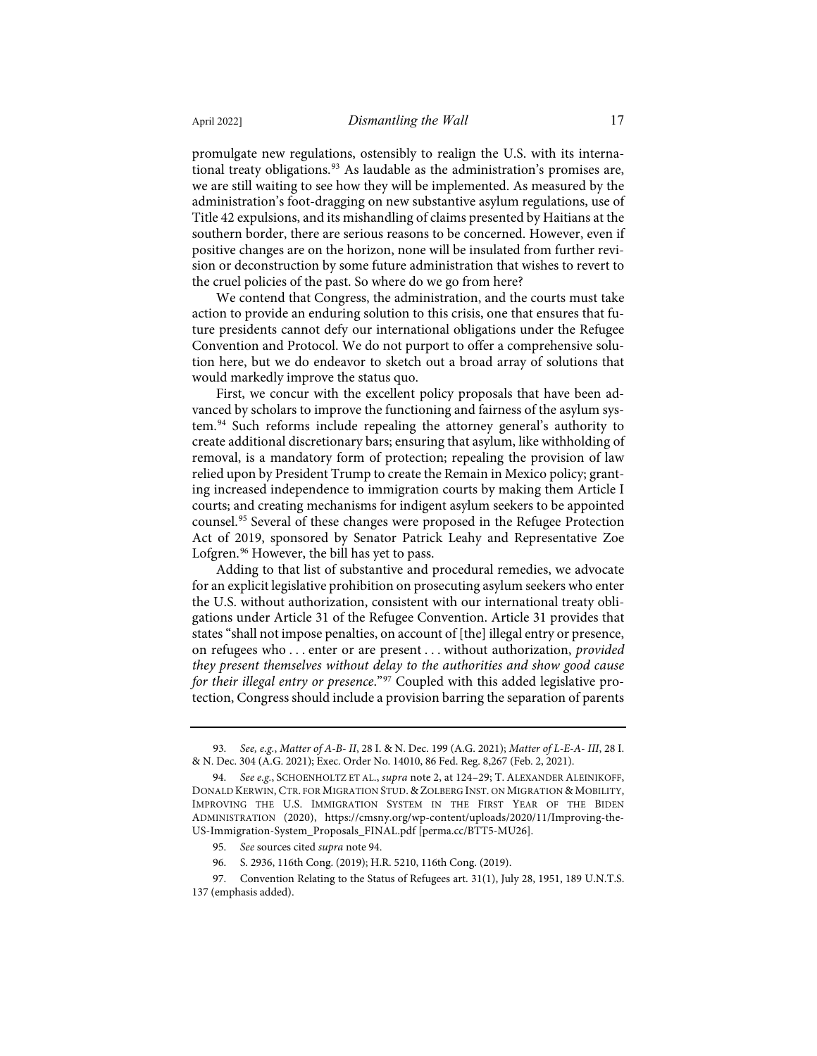promulgate new regulations, ostensibly to realign the U.S. with its international treaty obligations.[93] As laudable as the administration's promises are, we are still waiting to see how they will be implemented. As measured by the administration's foot-dragging on new substantive asylum regulations, use of Title 42 expulsions, and its mishandling of claims presented by Haitians at the southern border, there are serious reasons to be concerned. However, even if positive changes are on the horizon, none will be insulated from further revision or deconstruction by some future administration that wishes to revert to the cruel policies of the past. So where do we go from here?

We contend that Congress, the administration, and the courts must take action to provide an enduring solution to this crisis, one that ensures that future presidents cannot defy our international obligations under the Refugee Convention and Protocol. We do not purport to offer a comprehensive solution here, but we do endeavor to sketch out a broad array of solutions that would markedly improve the status quo.

First, we concur with the excellent policy proposals that have been advanced by scholars to improve the functioning and fairness of the asylum system.[94] Such reforms include repealing the attorney general's authority to create additional discretionary bars; ensuring that asylum, like withholding of removal, is a mandatory form of protection; repealing the provision of law relied upon by President Trump to create the Remain in Mexico policy; granting increased independence to immigration courts by making them Article I courts; and creating mechanisms for indigent asylum seekers to be appointed counsel.[95] Several of these changes were proposed in the Refugee Protection Act of 2019, sponsored by Senator Patrick Leahy and Representative Zoe Lofgren.[96] However, the bill has yet to pass.

Adding to that list of substantive and procedural remedies, we advocate for an explicit legislative prohibition on prosecuting asylum seekers who enter the U.S. without authorization, consistent with our international treaty obligations under Article 31 of the Refugee Convention. Article 31 provides that states "shall not impose penalties, on account of [the] illegal entry or presence, on refugees who . . . enter or are present . . . without authorization, *provided they present themselves without delay to the authorities and show good cause for their illegal entry or presence*."[97] Coupled with this added legislative protection, Congress should include a provision barring the separation of parents

---

93. *See, e.g.*, *Matter of A-B- II*, 28 I. & N. Dec. 199 (A.G. 2021); *Matter of L-E-A- III*, 28 I. & N. Dec. 304 (A.G. 2021); Exec. Order No. 14010, 86 Fed. Reg. 8,267 (Feb. 2, 2021).

94. *See e.g.*, SCHOENHOLTZ ET AL., *supra* note 2, at 124–29; T. ALEXANDER ALEINIKOFF, DONALD KERWIN, CTR. FOR MIGRATION STUD. & ZOLBERG INST. ON MIGRATION & MOBILITY, IMPROVING THE U.S. IMMIGRATION SYSTEM IN THE FIRST YEAR OF THE BIDEN ADMINISTRATION (2020), https://cmsny.org/wp-content/uploads/2020/11/Improving-the-US-Immigration-System_Proposals_FINAL.pdf [perma.cc/BTT5-MU26].

95. *See* sources cited *supra* note 94.

96. S. 2936, 116th Cong. (2019); H.R. 5210, 116th Cong. (2019).

97. Convention Relating to the Status of Refugees art. 31(1), July 28, 1951, 189 U.N.T.S. 137 (emphasis added).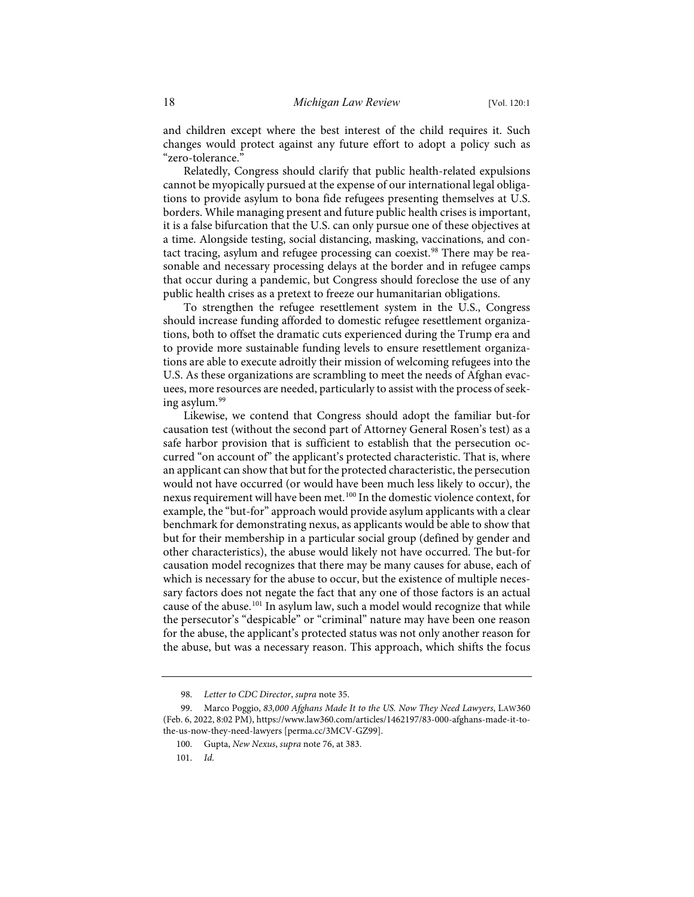and children except where the best interest of the child requires it. Such changes would protect against any future effort to adopt a policy such as "zero-tolerance."

Relatedly, Congress should clarify that public health-related expulsions cannot be myopically pursued at the expense of our international legal obligations to provide asylum to bona fide refugees presenting themselves at U.S. borders. While managing present and future public health crises is important, it is a false bifurcation that the U.S. can only pursue one of these objectives at a time. Alongside testing, social distancing, masking, vaccinations, and contact tracing, asylum and refugee processing can coexist.[98] There may be reasonable and necessary processing delays at the border and in refugee camps that occur during a pandemic, but Congress should foreclose the use of any public health crises as a pretext to freeze our humanitarian obligations.

To strengthen the refugee resettlement system in the U.S., Congress should increase funding afforded to domestic refugee resettlement organizations, both to offset the dramatic cuts experienced during the Trump era and to provide more sustainable funding levels to ensure resettlement organizations are able to execute adroitly their mission of welcoming refugees into the U.S. As these organizations are scrambling to meet the needs of Afghan evacuees, more resources are needed, particularly to assist with the process of seeking asylum.[99]

Likewise, we contend that Congress should adopt the familiar but-for causation test (without the second part of Attorney General Rosen's test) as a safe harbor provision that is sufficient to establish that the persecution occurred "on account of" the applicant's protected characteristic. That is, where an applicant can show that but for the protected characteristic, the persecution would not have occurred (or would have been much less likely to occur), the nexus requirement will have been met.[100] In the domestic violence context, for example, the "but-for" approach would provide asylum applicants with a clear benchmark for demonstrating nexus, as applicants would be able to show that but for their membership in a particular social group (defined by gender and other characteristics), the abuse would likely not have occurred. The but-for causation model recognizes that there may be many causes for abuse, each of which is necessary for the abuse to occur, but the existence of multiple necessary factors does not negate the fact that any one of those factors is an actual cause of the abuse.[101] In asylum law, such a model would recognize that while the persecutor's "despicable" or "criminal" nature may have been one reason for the abuse, the applicant's protected status was not only another reason for the abuse, but was a necessary reason. This approach, which shifts the focus

---

98. *Letter to CDC Director*, *supra* note 35.

99. Marco Poggio, *83,000 Afghans Made It to the US. Now They Need Lawyers*, LAW360 (Feb. 6, 2022, 8:02 PM), https://www.law360.com/articles/1462197/83-000-afghans-made-it-to-the-us-now-they-need-lawyers [perma.cc/3MCV-GZ99].

100. Gupta, *New Nexus*, *supra* note 76, at 383.

101. *Id.*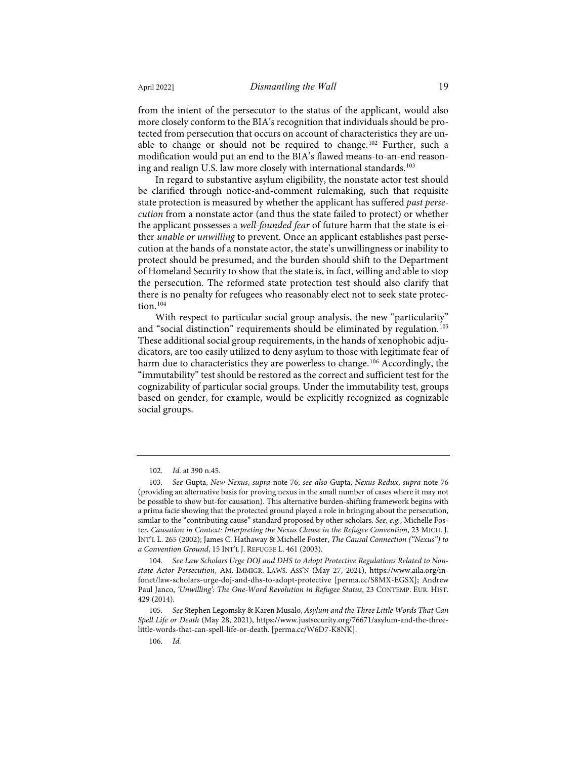from the intent of the persecutor to the status of the applicant, would also more closely conform to the BIA's recognition that individuals should be protected from persecution that occurs on account of characteristics they are unable to change or should not be required to change.[102] Further, such a modification would put an end to the BIA's flawed means-to-an-end reasoning and realign U.S. law more closely with international standards.[103]

In regard to substantive asylum eligibility, the nonstate actor test should be clarified through notice-and-comment rulemaking, such that requisite state protection is measured by whether the applicant has suffered *past persecution* from a nonstate actor (and thus the state failed to protect) or whether the applicant possesses a *well-founded fear* of future harm that the state is either *unable or unwilling* to prevent. Once an applicant establishes past persecution at the hands of a nonstate actor, the state's unwillingness or inability to protect should be presumed, and the burden should shift to the Department of Homeland Security to show that the state is, in fact, willing and able to stop the persecution. The reformed state protection test should also clarify that there is no penalty for refugees who reasonably elect not to seek state protection.[104]

With respect to particular social group analysis, the new "particularity" and "social distinction" requirements should be eliminated by regulation.[105] These additional social group requirements, in the hands of xenophobic adjudicators, are too easily utilized to deny asylum to those with legitimate fear of harm due to characteristics they are powerless to change.[106] Accordingly, the "immutability" test should be restored as the correct and sufficient test for the cognizability of particular social groups. Under the immutability test, groups based on gender, for example, would be explicitly recognized as cognizable social groups.

---

102. *Id.* at 390 n.45.

103. *See* Gupta, *New Nexus*, *supra* note 76; *see also* Gupta, *Nexus Redux*, *supra* note 76 (providing an alternative basis for proving nexus in the small number of cases where it may not be possible to show but-for causation). This alternative burden-shifting framework begins with a prima facie showing that the protected ground played a role in bringing about the persecution, similar to the "contributing cause" standard proposed by other scholars. *See, e.g.*, Michelle Foster, *Causation in Context: Interpreting the Nexus Clause in the Refugee Convention*, 23 MICH. J. INT'L L. 265 (2002); James C. Hathaway & Michelle Foster, *The Causal Connection ("Nexus") to a Convention Ground*, 15 INT'L J. REFUGEE L. 461 (2003).

104. *See Law Scholars Urge DOJ and DHS to Adopt Protective Regulations Related to Nonstate Actor Persecution*, AM. IMMIGR. LAWS. ASS'N (May 27, 2021), https://www.aila.org/infonet/law-scholars-urge-doj-and-dhs-to-adopt-protective [perma.cc/S8MX-EGSX]; Andrew Paul Janco, *'Unwilling': The One-Word Revolution in Refugee Status*, 23 CONTEMP. EUR. HIST. 429 (2014).

105. *See* Stephen Legomsky & Karen Musalo, *Asylum and the Three Little Words That Can Spell Life or Death* (May 28, 2021), https://www.justsecurity.org/76671/asylum-and-the-three-little-words-that-can-spell-life-or-death. [perma.cc/W6D7-K8NK].

106. *Id.*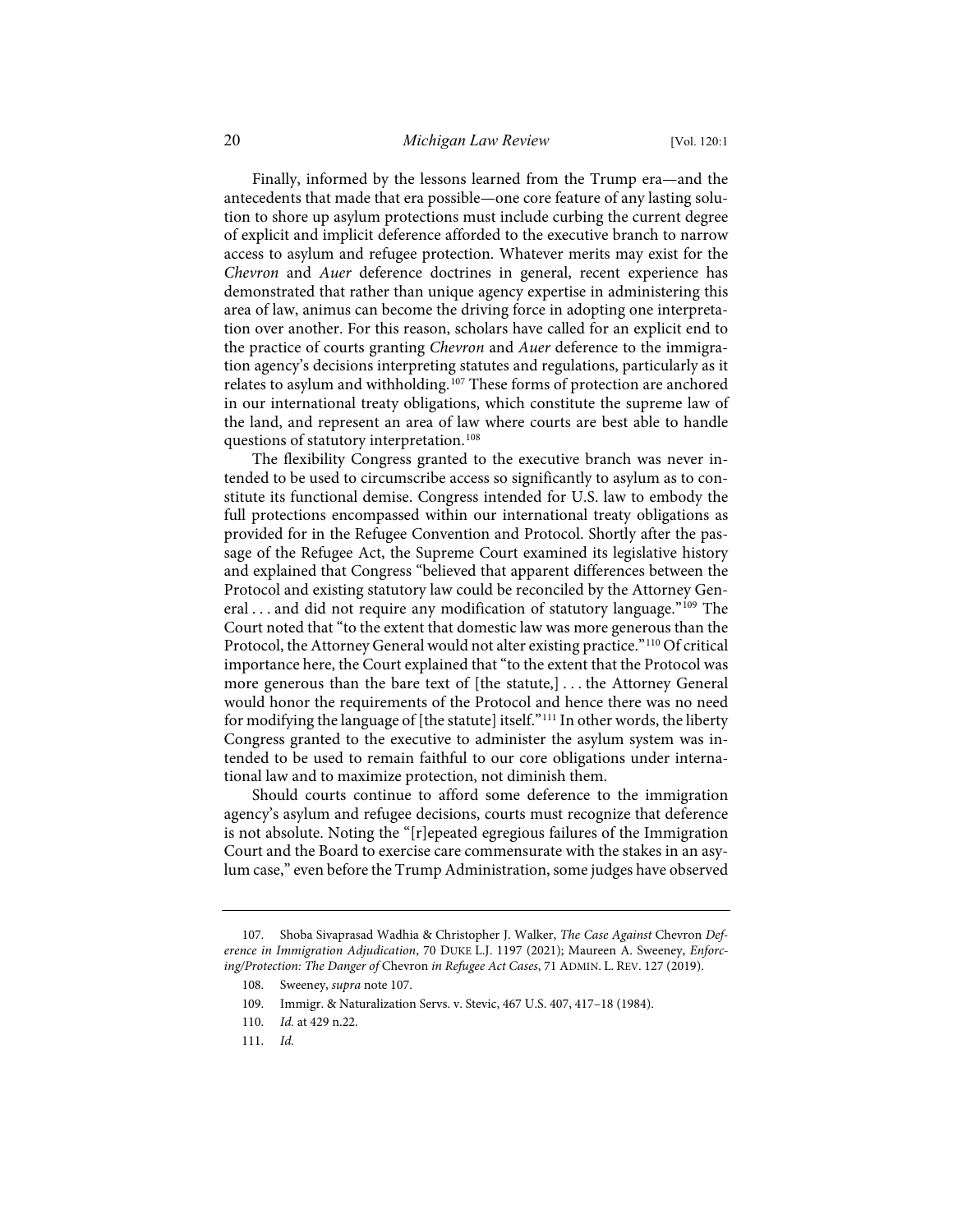Finally, informed by the lessons learned from the Trump era—and the antecedents that made that era possible—one core feature of any lasting solution to shore up asylum protections must include curbing the current degree of explicit and implicit deference afforded to the executive branch to narrow access to asylum and refugee protection. Whatever merits may exist for the *Chevron* and *Auer* deference doctrines in general, recent experience has demonstrated that rather than unique agency expertise in administering this area of law, animus can become the driving force in adopting one interpretation over another. For this reason, scholars have called for an explicit end to the practice of courts granting *Chevron* and *Auer* deference to the immigration agency's decisions interpreting statutes and regulations, particularly as it relates to asylum and withholding.[107] These forms of protection are anchored in our international treaty obligations, which constitute the supreme law of the land, and represent an area of law where courts are best able to handle questions of statutory interpretation.[108]

The flexibility Congress granted to the executive branch was never intended to be used to circumscribe access so significantly to asylum as to constitute its functional demise. Congress intended for U.S. law to embody the full protections encompassed within our international treaty obligations as provided for in the Refugee Convention and Protocol. Shortly after the passage of the Refugee Act, the Supreme Court examined its legislative history and explained that Congress "believed that apparent differences between the Protocol and existing statutory law could be reconciled by the Attorney General . . . and did not require any modification of statutory language."[109] The Court noted that "to the extent that domestic law was more generous than the Protocol, the Attorney General would not alter existing practice."[110] Of critical importance here, the Court explained that "to the extent that the Protocol was more generous than the bare text of [the statute,] . . . the Attorney General would honor the requirements of the Protocol and hence there was no need for modifying the language of [the statute] itself."[111] In other words, the liberty Congress granted to the executive to administer the asylum system was intended to be used to remain faithful to our core obligations under international law and to maximize protection, not diminish them.

Should courts continue to afford some deference to the immigration agency's asylum and refugee decisions, courts must recognize that deference is not absolute. Noting the "[r]epeated egregious failures of the Immigration Court and the Board to exercise care commensurate with the stakes in an asylum case," even before the Trump Administration, some judges have observed

---

107. Shoba Sivaprasad Wadhia & Christopher J. Walker, *The Case Against* Chevron *Deference in Immigration Adjudication*, 70 DUKE L.J. 1197 (2021); Maureen A. Sweeney, *Enforcing/Protection: The Danger of* Chevron *in Refugee Act Cases*, 71 ADMIN. L. REV. 127 (2019).

108. Sweeney, *supra* note 107.

109. Immigr. & Naturalization Servs. v. Stevic, 467 U.S. 407, 417–18 (1984).

110. *Id.* at 429 n.22.

111. *Id.*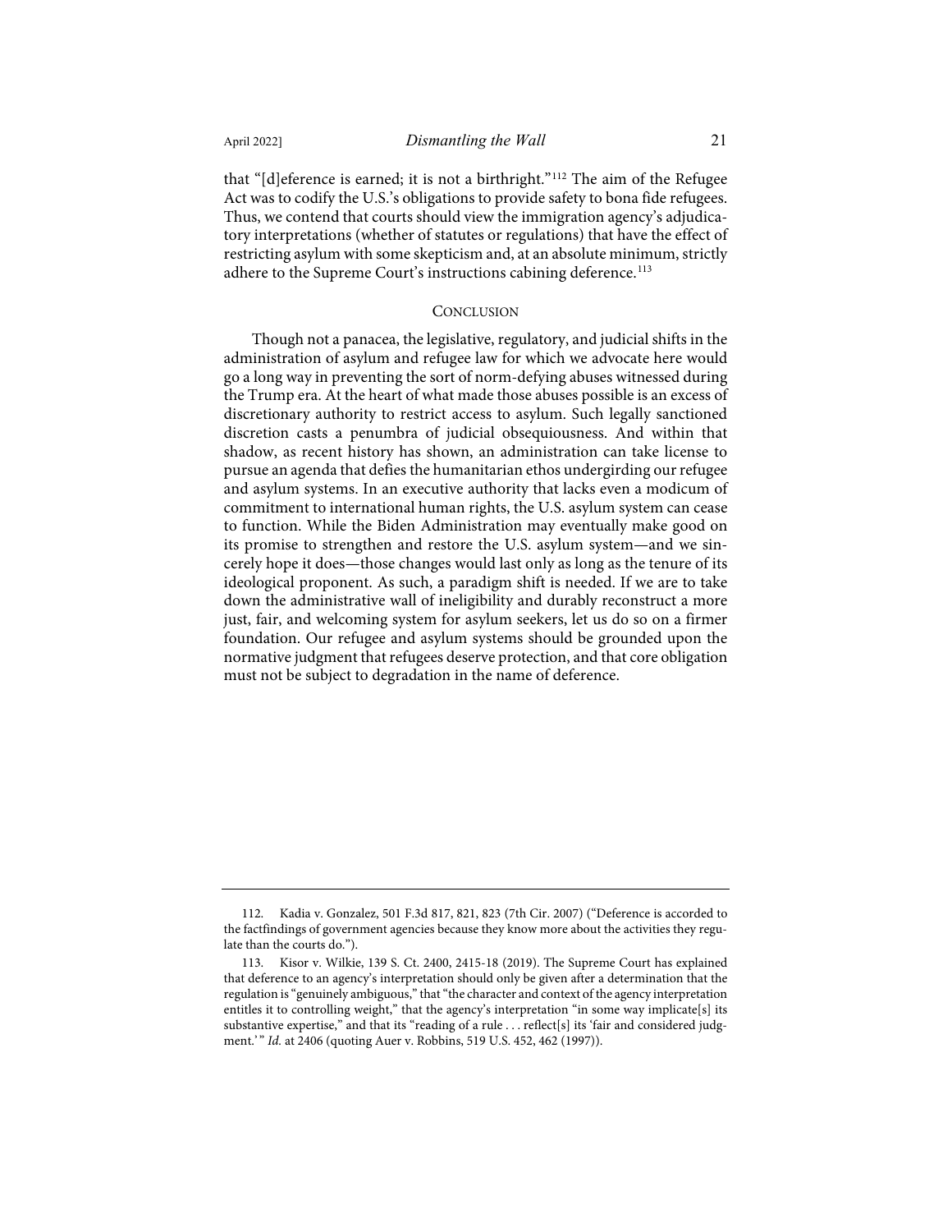that "[d]eference is earned; it is not a birthright."[112] The aim of the Refugee Act was to codify the U.S.'s obligations to provide safety to bona fide refugees. Thus, we contend that courts should view the immigration agency's adjudicatory interpretations (whether of statutes or regulations) that have the effect of restricting asylum with some skepticism and, at an absolute minimum, strictly adhere to the Supreme Court's instructions cabining deference.[113]

## CONCLUSION

Though not a panacea, the legislative, regulatory, and judicial shifts in the administration of asylum and refugee law for which we advocate here would go a long way in preventing the sort of norm-defying abuses witnessed during the Trump era. At the heart of what made those abuses possible is an excess of discretionary authority to restrict access to asylum. Such legally sanctioned discretion casts a penumbra of judicial obsequiousness. And within that shadow, as recent history has shown, an administration can take license to pursue an agenda that defies the humanitarian ethos undergirding our refugee and asylum systems. In an executive authority that lacks even a modicum of commitment to international human rights, the U.S. asylum system can cease to function. While the Biden Administration may eventually make good on its promise to strengthen and restore the U.S. asylum system—and we sincerely hope it does—those changes would last only as long as the tenure of its ideological proponent. As such, a paradigm shift is needed. If we are to take down the administrative wall of ineligibility and durably reconstruct a more just, fair, and welcoming system for asylum seekers, let us do so on a firmer foundation. Our refugee and asylum systems should be grounded upon the normative judgment that refugees deserve protection, and that core obligation must not be subject to degradation in the name of deference.

---

112. Kadia v. Gonzalez, 501 F.3d 817, 821, 823 (7th Cir. 2007) ("Deference is accorded to the factfindings of government agencies because they know more about the activities they regulate than the courts do.").

113. Kisor v. Wilkie, 139 S. Ct. 2400, 2415-18 (2019). The Supreme Court has explained that deference to an agency's interpretation should only be given after a determination that the regulation is "genuinely ambiguous," that "the character and context of the agency interpretation entitles it to controlling weight," that the agency's interpretation "in some way implicate[s] its substantive expertise," and that its "reading of a rule . . . reflect[s] its 'fair and considered judgment.' " *Id.* at 2406 (quoting Auer v. Robbins, 519 U.S. 452, 462 (1997)).